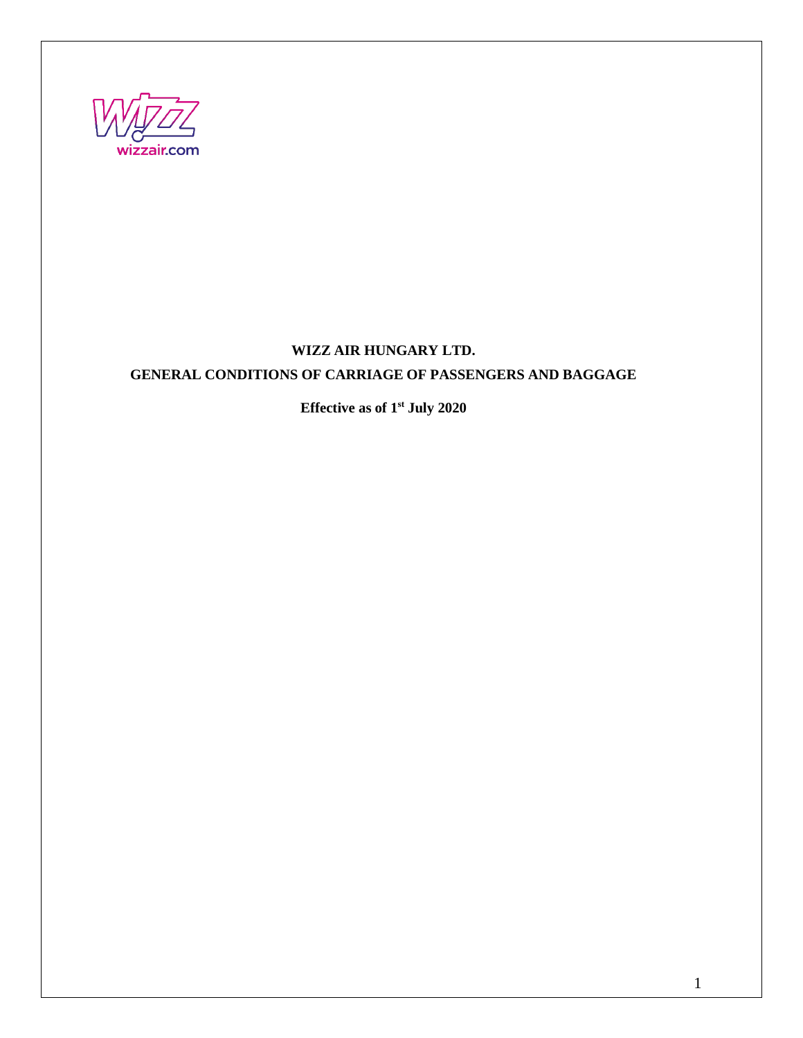# WIZZ AIR HUNGARY LTD.

## GENERAL CONDITIONS OF CARRIAGE OF PASSENGERS AND BAGGAGE

**Effective as of 1st July 2020**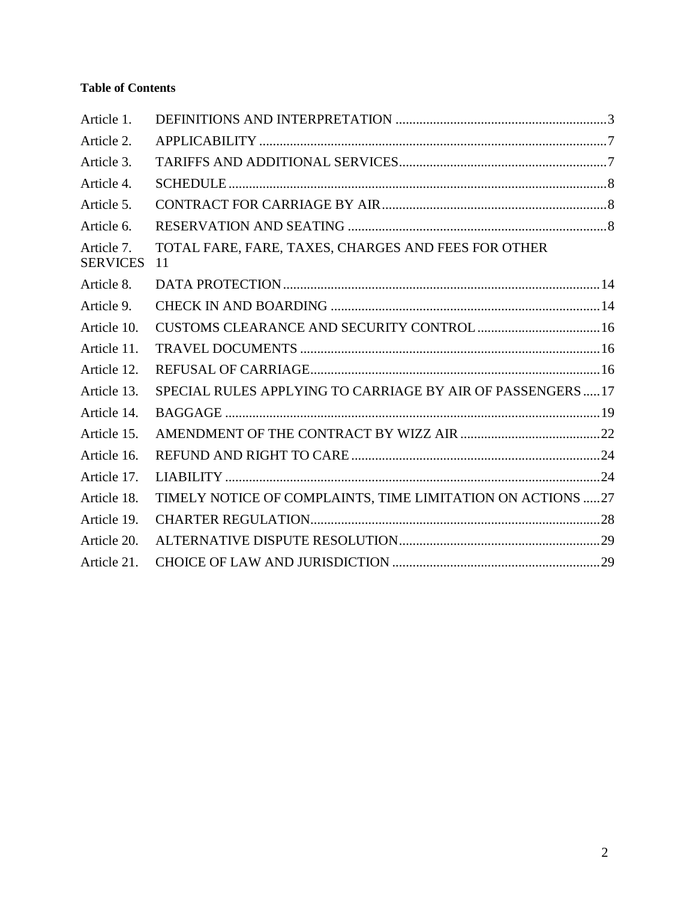**Table of Contents**

| | | |
|---|---|---|
| Article 1. | DEFINITIONS AND INTERPRETATION | 3 |
| Article 2. | APPLICABILITY | 7 |
| Article 3. | TARIFFS AND ADDITIONAL SERVICES | 7 |
| Article 4. | SCHEDULE | 8 |
| Article 5. | CONTRACT FOR CARRIAGE BY AIR | 8 |
| Article 6. | RESERVATION AND SEATING | 8 |
| Article 7. | TOTAL FARE, FARE, TAXES, CHARGES AND FEES FOR OTHER SERVICES | 11 |
| Article 8. | DATA PROTECTION | 14 |
| Article 9. | CHECK IN AND BOARDING | 14 |
| Article 10. | CUSTOMS CLEARANCE AND SECURITY CONTROL | 16 |
| Article 11. | TRAVEL DOCUMENTS | 16 |
| Article 12. | REFUSAL OF CARRIAGE | 16 |
| Article 13. | SPECIAL RULES APPLYING TO CARRIAGE BY AIR OF PASSENGERS | 17 |
| Article 14. | BAGGAGE | 19 |
| Article 15. | AMENDMENT OF THE CONTRACT BY WIZZ AIR | 22 |
| Article 16. | REFUND AND RIGHT TO CARE | 24 |
| Article 17. | LIABILITY | 24 |
| Article 18. | TIMELY NOTICE OF COMPLAINTS, TIME LIMITATION ON ACTIONS | 27 |
| Article 19. | CHARTER REGULATION | 28 |
| Article 20. | ALTERNATIVE DISPUTE RESOLUTION | 29 |
| Article 21. | CHOICE OF LAW AND JURISDICTION | 29 |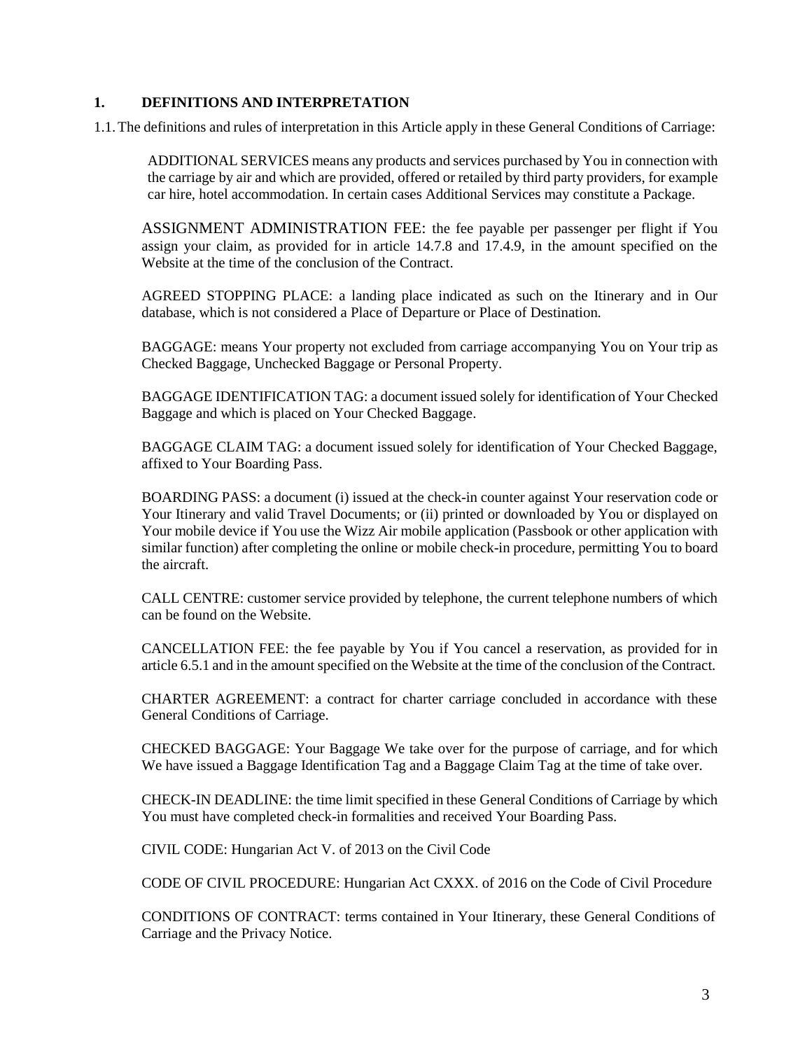## 1. DEFINITIONS AND INTERPRETATION

1.1. The definitions and rules of interpretation in this Article apply in these General Conditions of Carriage:

ADDITIONAL SERVICES means any products and services purchased by You in connection with the carriage by air and which are provided, offered or retailed by third party providers, for example car hire, hotel accommodation. In certain cases Additional Services may constitute a Package.

ASSIGNMENT ADMINISTRATION FEE: the fee payable per passenger per flight if You assign your claim, as provided for in article 14.7.8 and 17.4.9, in the amount specified on the Website at the time of the conclusion of the Contract.

AGREED STOPPING PLACE: a landing place indicated as such on the Itinerary and in Our database, which is not considered a Place of Departure or Place of Destination.

BAGGAGE: means Your property not excluded from carriage accompanying You on Your trip as Checked Baggage, Unchecked Baggage or Personal Property.

BAGGAGE IDENTIFICATION TAG: a document issued solely for identification of Your Checked Baggage and which is placed on Your Checked Baggage.

BAGGAGE CLAIM TAG: a document issued solely for identification of Your Checked Baggage, affixed to Your Boarding Pass.

BOARDING PASS: a document (i) issued at the check-in counter against Your reservation code or Your Itinerary and valid Travel Documents; or (ii) printed or downloaded by You or displayed on Your mobile device if You use the Wizz Air mobile application (Passbook or other application with similar function) after completing the online or mobile check-in procedure, permitting You to board the aircraft.

CALL CENTRE: customer service provided by telephone, the current telephone numbers of which can be found on the Website.

CANCELLATION FEE: the fee payable by You if You cancel a reservation, as provided for in article 6.5.1 and in the amount specified on the Website at the time of the conclusion of the Contract.

CHARTER AGREEMENT: a contract for charter carriage concluded in accordance with these General Conditions of Carriage.

CHECKED BAGGAGE: Your Baggage We take over for the purpose of carriage, and for which We have issued a Baggage Identification Tag and a Baggage Claim Tag at the time of take over.

CHECK-IN DEADLINE: the time limit specified in these General Conditions of Carriage by which You must have completed check-in formalities and received Your Boarding Pass.

CIVIL CODE: Hungarian Act V. of 2013 on the Civil Code

CODE OF CIVIL PROCEDURE: Hungarian Act CXXX. of 2016 on the Code of Civil Procedure

CONDITIONS OF CONTRACT: terms contained in Your Itinerary, these General Conditions of Carriage and the Privacy Notice.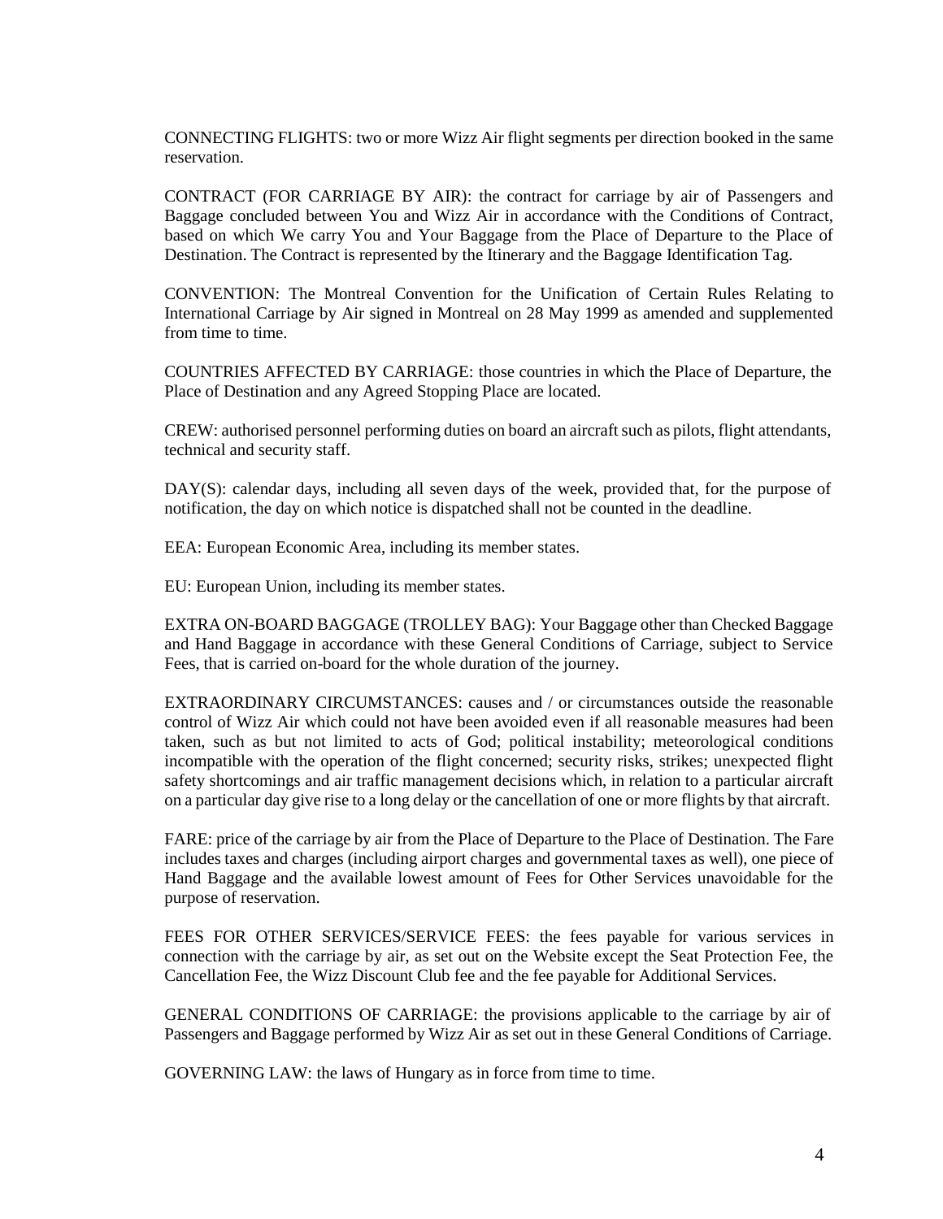CONNECTING FLIGHTS: two or more Wizz Air flight segments per direction booked in the same reservation.

CONTRACT (FOR CARRIAGE BY AIR): the contract for carriage by air of Passengers and Baggage concluded between You and Wizz Air in accordance with the Conditions of Contract, based on which We carry You and Your Baggage from the Place of Departure to the Place of Destination. The Contract is represented by the Itinerary and the Baggage Identification Tag.

CONVENTION: The Montreal Convention for the Unification of Certain Rules Relating to International Carriage by Air signed in Montreal on 28 May 1999 as amended and supplemented from time to time.

COUNTRIES AFFECTED BY CARRIAGE: those countries in which the Place of Departure, the Place of Destination and any Agreed Stopping Place are located.

CREW: authorised personnel performing duties on board an aircraft such as pilots, flight attendants, technical and security staff.

DAY(S): calendar days, including all seven days of the week, provided that, for the purpose of notification, the day on which notice is dispatched shall not be counted in the deadline.

EEA: European Economic Area, including its member states.

EU: European Union, including its member states.

EXTRA ON-BOARD BAGGAGE (TROLLEY BAG): Your Baggage other than Checked Baggage and Hand Baggage in accordance with these General Conditions of Carriage, subject to Service Fees, that is carried on-board for the whole duration of the journey.

EXTRAORDINARY CIRCUMSTANCES: causes and / or circumstances outside the reasonable control of Wizz Air which could not have been avoided even if all reasonable measures had been taken, such as but not limited to acts of God; political instability; meteorological conditions incompatible with the operation of the flight concerned; security risks, strikes; unexpected flight safety shortcomings and air traffic management decisions which, in relation to a particular aircraft on a particular day give rise to a long delay or the cancellation of one or more flights by that aircraft.

FARE: price of the carriage by air from the Place of Departure to the Place of Destination. The Fare includes taxes and charges (including airport charges and governmental taxes as well), one piece of Hand Baggage and the available lowest amount of Fees for Other Services unavoidable for the purpose of reservation.

FEES FOR OTHER SERVICES/SERVICE FEES: the fees payable for various services in connection with the carriage by air, as set out on the Website except the Seat Protection Fee, the Cancellation Fee, the Wizz Discount Club fee and the fee payable for Additional Services.

GENERAL CONDITIONS OF CARRIAGE: the provisions applicable to the carriage by air of Passengers and Baggage performed by Wizz Air as set out in these General Conditions of Carriage.

GOVERNING LAW: the laws of Hungary as in force from time to time.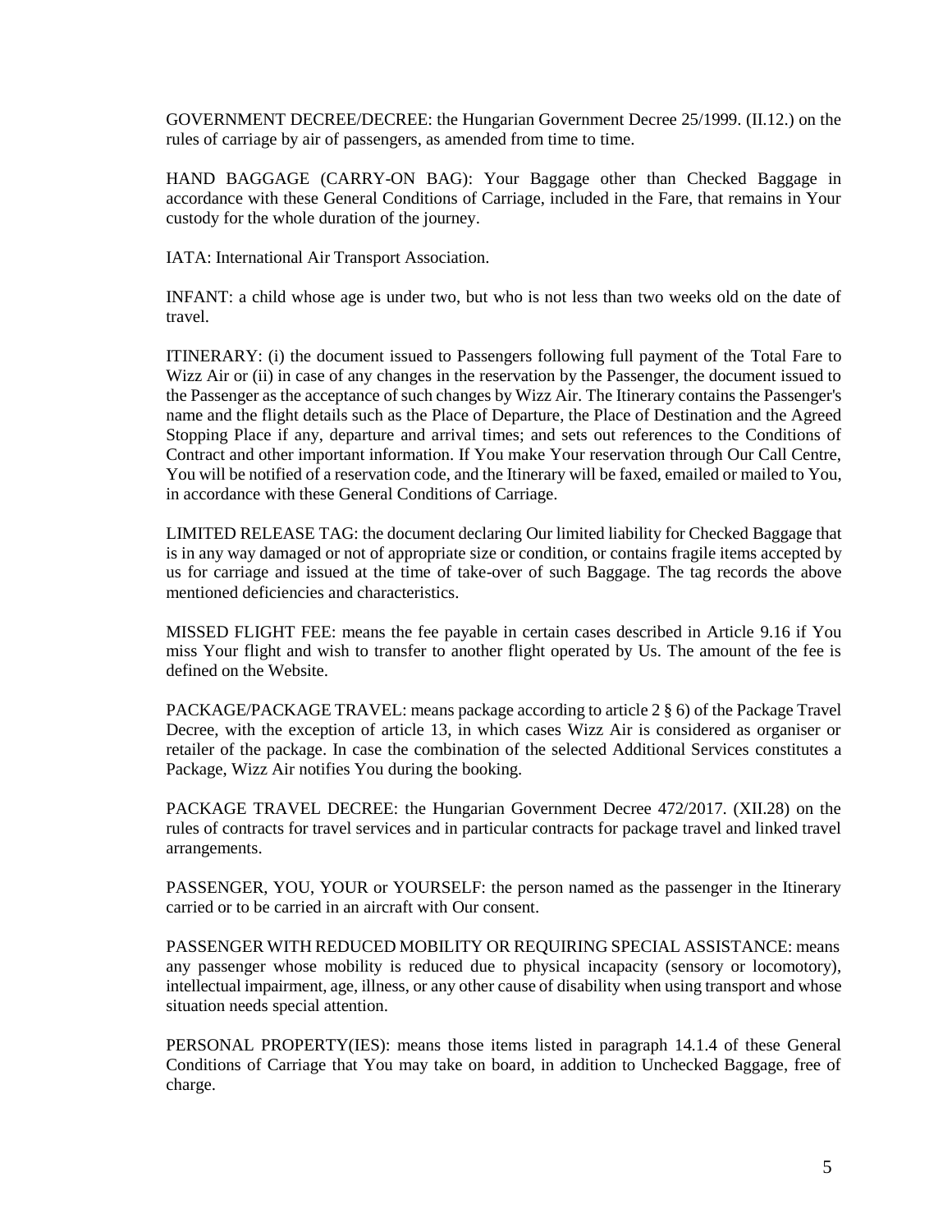GOVERNMENT DECREE/DECREE: the Hungarian Government Decree 25/1999. (II.12.) on the rules of carriage by air of passengers, as amended from time to time.

HAND BAGGAGE (CARRY-ON BAG): Your Baggage other than Checked Baggage in accordance with these General Conditions of Carriage, included in the Fare, that remains in Your custody for the whole duration of the journey.

IATA: International Air Transport Association.

INFANT: a child whose age is under two, but who is not less than two weeks old on the date of travel.

ITINERARY: (i) the document issued to Passengers following full payment of the Total Fare to Wizz Air or (ii) in case of any changes in the reservation by the Passenger, the document issued to the Passenger as the acceptance of such changes by Wizz Air. The Itinerary contains the Passenger's name and the flight details such as the Place of Departure, the Place of Destination and the Agreed Stopping Place if any, departure and arrival times; and sets out references to the Conditions of Contract and other important information. If You make Your reservation through Our Call Centre, You will be notified of a reservation code, and the Itinerary will be faxed, emailed or mailed to You, in accordance with these General Conditions of Carriage.

LIMITED RELEASE TAG: the document declaring Our limited liability for Checked Baggage that is in any way damaged or not of appropriate size or condition, or contains fragile items accepted by us for carriage and issued at the time of take-over of such Baggage. The tag records the above mentioned deficiencies and characteristics.

MISSED FLIGHT FEE: means the fee payable in certain cases described in Article 9.16 if You miss Your flight and wish to transfer to another flight operated by Us. The amount of the fee is defined on the Website.

PACKAGE/PACKAGE TRAVEL: means package according to article 2 § 6) of the Package Travel Decree, with the exception of article 13, in which cases Wizz Air is considered as organiser or retailer of the package. In case the combination of the selected Additional Services constitutes a Package, Wizz Air notifies You during the booking.

PACKAGE TRAVEL DECREE: the Hungarian Government Decree 472/2017. (XII.28) on the rules of contracts for travel services and in particular contracts for package travel and linked travel arrangements.

PASSENGER, YOU, YOUR or YOURSELF: the person named as the passenger in the Itinerary carried or to be carried in an aircraft with Our consent.

PASSENGER WITH REDUCED MOBILITY OR REQUIRING SPECIAL ASSISTANCE: means any passenger whose mobility is reduced due to physical incapacity (sensory or locomotory), intellectual impairment, age, illness, or any other cause of disability when using transport and whose situation needs special attention.

PERSONAL PROPERTY(IES): means those items listed in paragraph 14.1.4 of these General Conditions of Carriage that You may take on board, in addition to Unchecked Baggage, free of charge.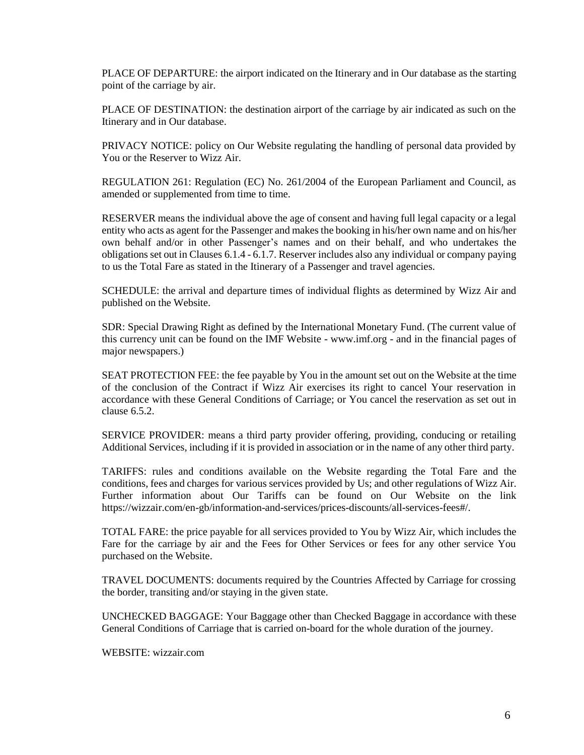PLACE OF DEPARTURE: the airport indicated on the Itinerary and in Our database as the starting point of the carriage by air.

PLACE OF DESTINATION: the destination airport of the carriage by air indicated as such on the Itinerary and in Our database.

PRIVACY NOTICE: policy on Our Website regulating the handling of personal data provided by You or the Reserver to Wizz Air.

REGULATION 261: Regulation (EC) No. 261/2004 of the European Parliament and Council, as amended or supplemented from time to time.

RESERVER means the individual above the age of consent and having full legal capacity or a legal entity who acts as agent for the Passenger and makes the booking in his/her own name and on his/her own behalf and/or in other Passenger's names and on their behalf, and who undertakes the obligations set out in Clauses 6.1.4 - 6.1.7. Reserver includes also any individual or company paying to us the Total Fare as stated in the Itinerary of a Passenger and travel agencies.

SCHEDULE: the arrival and departure times of individual flights as determined by Wizz Air and published on the Website.

SDR: Special Drawing Right as defined by the International Monetary Fund. (The current value of this currency unit can be found on the IMF Website - www.imf.org - and in the financial pages of major newspapers.)

SEAT PROTECTION FEE: the fee payable by You in the amount set out on the Website at the time of the conclusion of the Contract if Wizz Air exercises its right to cancel Your reservation in accordance with these General Conditions of Carriage; or You cancel the reservation as set out in clause 6.5.2.

SERVICE PROVIDER: means a third party provider offering, providing, conducing or retailing Additional Services, including if it is provided in association or in the name of any other third party.

TARIFFS: rules and conditions available on the Website regarding the Total Fare and the conditions, fees and charges for various services provided by Us; and other regulations of Wizz Air. Further information about Our Tariffs can be found on Our Website on the link https://wizzair.com/en-gb/information-and-services/prices-discounts/all-services-fees#/.

TOTAL FARE: the price payable for all services provided to You by Wizz Air, which includes the Fare for the carriage by air and the Fees for Other Services or fees for any other service You purchased on the Website.

TRAVEL DOCUMENTS: documents required by the Countries Affected by Carriage for crossing the border, transiting and/or staying in the given state.

UNCHECKED BAGGAGE: Your Baggage other than Checked Baggage in accordance with these General Conditions of Carriage that is carried on-board for the whole duration of the journey.

WEBSITE: wizzair.com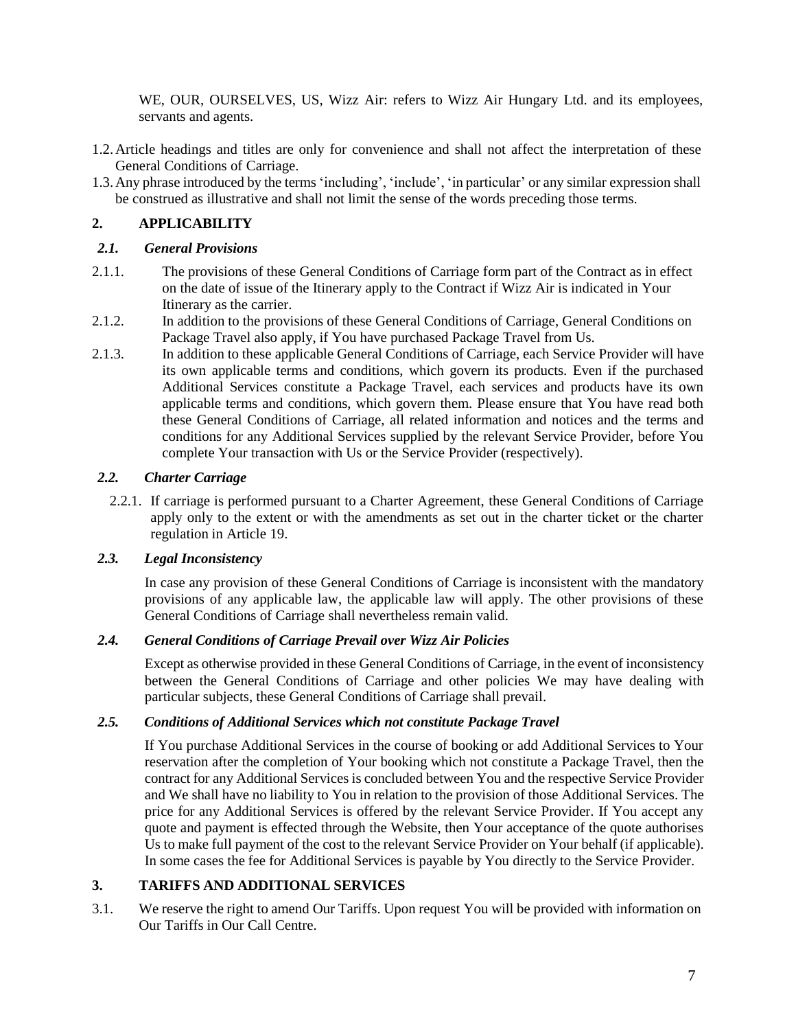WE, OUR, OURSELVES, US, Wizz Air: refers to Wizz Air Hungary Ltd. and its employees, servants and agents.

1.2. Article headings and titles are only for convenience and shall not affect the interpretation of these General Conditions of Carriage.

1.3. Any phrase introduced by the terms 'including', 'include', 'in particular' or any similar expression shall be construed as illustrative and shall not limit the sense of the words preceding those terms.

## 2. APPLICABILITY

### *2.1. General Provisions*

2.1.1. The provisions of these General Conditions of Carriage form part of the Contract as in effect on the date of issue of the Itinerary apply to the Contract if Wizz Air is indicated in Your Itinerary as the carrier.

2.1.2. In addition to the provisions of these General Conditions of Carriage, General Conditions on Package Travel also apply, if You have purchased Package Travel from Us.

2.1.3. In addition to these applicable General Conditions of Carriage, each Service Provider will have its own applicable terms and conditions, which govern its products. Even if the purchased Additional Services constitute a Package Travel, each services and products have its own applicable terms and conditions, which govern them. Please ensure that You have read both these General Conditions of Carriage, all related information and notices and the terms and conditions for any Additional Services supplied by the relevant Service Provider, before You complete Your transaction with Us or the Service Provider (respectively).

### *2.2. Charter Carriage*

2.2.1. If carriage is performed pursuant to a Charter Agreement, these General Conditions of Carriage apply only to the extent or with the amendments as set out in the charter ticket or the charter regulation in Article 19.

### *2.3. Legal Inconsistency*

In case any provision of these General Conditions of Carriage is inconsistent with the mandatory provisions of any applicable law, the applicable law will apply. The other provisions of these General Conditions of Carriage shall nevertheless remain valid.

### *2.4. General Conditions of Carriage Prevail over Wizz Air Policies*

Except as otherwise provided in these General Conditions of Carriage, in the event of inconsistency between the General Conditions of Carriage and other policies We may have dealing with particular subjects, these General Conditions of Carriage shall prevail.

### *2.5. Conditions of Additional Services which not constitute Package Travel*

If You purchase Additional Services in the course of booking or add Additional Services to Your reservation after the completion of Your booking which not constitute a Package Travel, then the contract for any Additional Services is concluded between You and the respective Service Provider and We shall have no liability to You in relation to the provision of those Additional Services. The price for any Additional Services is offered by the relevant Service Provider. If You accept any quote and payment is effected through the Website, then Your acceptance of the quote authorises Us to make full payment of the cost to the relevant Service Provider on Your behalf (if applicable). In some cases the fee for Additional Services is payable by You directly to the Service Provider.

## 3. TARIFFS AND ADDITIONAL SERVICES

3.1. We reserve the right to amend Our Tariffs. Upon request You will be provided with information on Our Tariffs in Our Call Centre.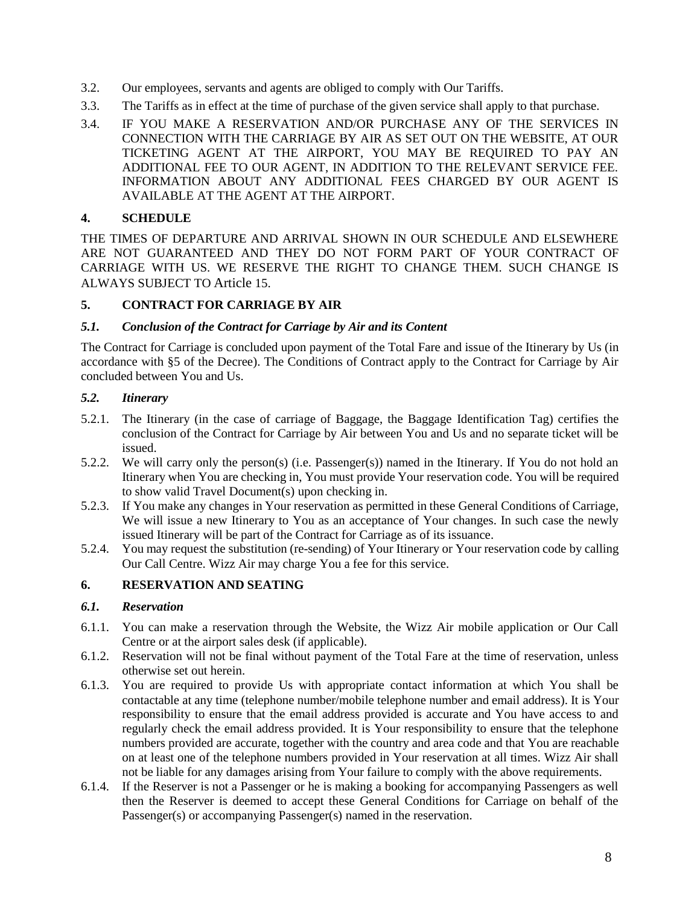3.2. Our employees, servants and agents are obliged to comply with Our Tariffs.

3.3. The Tariffs as in effect at the time of purchase of the given service shall apply to that purchase.

3.4. IF YOU MAKE A RESERVATION AND/OR PURCHASE ANY OF THE SERVICES IN CONNECTION WITH THE CARRIAGE BY AIR AS SET OUT ON THE WEBSITE, AT OUR TICKETING AGENT AT THE AIRPORT, YOU MAY BE REQUIRED TO PAY AN ADDITIONAL FEE TO OUR AGENT, IN ADDITION TO THE RELEVANT SERVICE FEE. INFORMATION ABOUT ANY ADDITIONAL FEES CHARGED BY OUR AGENT IS AVAILABLE AT THE AGENT AT THE AIRPORT.

## 4. SCHEDULE

THE TIMES OF DEPARTURE AND ARRIVAL SHOWN IN OUR SCHEDULE AND ELSEWHERE ARE NOT GUARANTEED AND THEY DO NOT FORM PART OF YOUR CONTRACT OF CARRIAGE WITH US. WE RESERVE THE RIGHT TO CHANGE THEM. SUCH CHANGE IS ALWAYS SUBJECT TO Article 15.

## 5. CONTRACT FOR CARRIAGE BY AIR

### *5.1. Conclusion of the Contract for Carriage by Air and its Content*

The Contract for Carriage is concluded upon payment of the Total Fare and issue of the Itinerary by Us (in accordance with §5 of the Decree). The Conditions of Contract apply to the Contract for Carriage by Air concluded between You and Us.

### *5.2. Itinerary*

5.2.1. The Itinerary (in the case of carriage of Baggage, the Baggage Identification Tag) certifies the conclusion of the Contract for Carriage by Air between You and Us and no separate ticket will be issued.

5.2.2. We will carry only the person(s) (i.e. Passenger(s)) named in the Itinerary. If You do not hold an Itinerary when You are checking in, You must provide Your reservation code. You will be required to show valid Travel Document(s) upon checking in.

5.2.3. If You make any changes in Your reservation as permitted in these General Conditions of Carriage, We will issue a new Itinerary to You as an acceptance of Your changes. In such case the newly issued Itinerary will be part of the Contract for Carriage as of its issuance.

5.2.4. You may request the substitution (re-sending) of Your Itinerary or Your reservation code by calling Our Call Centre. Wizz Air may charge You a fee for this service.

## 6. RESERVATION AND SEATING

### *6.1. Reservation*

6.1.1. You can make a reservation through the Website, the Wizz Air mobile application or Our Call Centre or at the airport sales desk (if applicable).

6.1.2. Reservation will not be final without payment of the Total Fare at the time of reservation, unless otherwise set out herein.

6.1.3. You are required to provide Us with appropriate contact information at which You shall be contactable at any time (telephone number/mobile telephone number and email address). It is Your responsibility to ensure that the email address provided is accurate and You have access to and regularly check the email address provided. It is Your responsibility to ensure that the telephone numbers provided are accurate, together with the country and area code and that You are reachable on at least one of the telephone numbers provided in Your reservation at all times. Wizz Air shall not be liable for any damages arising from Your failure to comply with the above requirements.

6.1.4. If the Reserver is not a Passenger or he is making a booking for accompanying Passengers as well then the Reserver is deemed to accept these General Conditions for Carriage on behalf of the Passenger(s) or accompanying Passenger(s) named in the reservation.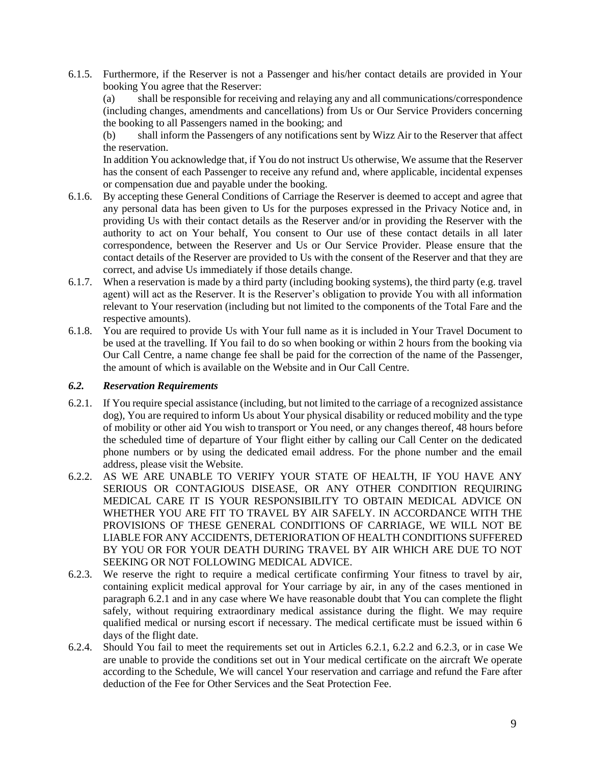6.1.5. Furthermore, if the Reserver is not a Passenger and his/her contact details are provided in Your booking You agree that the Reserver:

(a) shall be responsible for receiving and relaying any and all communications/correspondence (including changes, amendments and cancellations) from Us or Our Service Providers concerning the booking to all Passengers named in the booking; and

(b) shall inform the Passengers of any notifications sent by Wizz Air to the Reserver that affect the reservation.

In addition You acknowledge that, if You do not instruct Us otherwise, We assume that the Reserver has the consent of each Passenger to receive any refund and, where applicable, incidental expenses or compensation due and payable under the booking.

6.1.6. By accepting these General Conditions of Carriage the Reserver is deemed to accept and agree that any personal data has been given to Us for the purposes expressed in the Privacy Notice and, in providing Us with their contact details as the Reserver and/or in providing the Reserver with the authority to act on Your behalf, You consent to Our use of these contact details in all later correspondence, between the Reserver and Us or Our Service Provider. Please ensure that the contact details of the Reserver are provided to Us with the consent of the Reserver and that they are correct, and advise Us immediately if those details change.

6.1.7. When a reservation is made by a third party (including booking systems), the third party (e.g. travel agent) will act as the Reserver. It is the Reserver's obligation to provide You with all information relevant to Your reservation (including but not limited to the components of the Total Fare and the respective amounts).

6.1.8. You are required to provide Us with Your full name as it is included in Your Travel Document to be used at the travelling. If You fail to do so when booking or within 2 hours from the booking via Our Call Centre, a name change fee shall be paid for the correction of the name of the Passenger, the amount of which is available on the Website and in Our Call Centre.

### *6.2. Reservation Requirements*

6.2.1. If You require special assistance (including, but not limited to the carriage of a recognized assistance dog), You are required to inform Us about Your physical disability or reduced mobility and the type of mobility or other aid You wish to transport or You need, or any changes thereof, 48 hours before the scheduled time of departure of Your flight either by calling our Call Center on the dedicated phone numbers or by using the dedicated email address. For the phone number and the email address, please visit the Website.

6.2.2. AS WE ARE UNABLE TO VERIFY YOUR STATE OF HEALTH, IF YOU HAVE ANY SERIOUS OR CONTAGIOUS DISEASE, OR ANY OTHER CONDITION REQUIRING MEDICAL CARE IT IS YOUR RESPONSIBILITY TO OBTAIN MEDICAL ADVICE ON WHETHER YOU ARE FIT TO TRAVEL BY AIR SAFELY. IN ACCORDANCE WITH THE PROVISIONS OF THESE GENERAL CONDITIONS OF CARRIAGE, WE WILL NOT BE LIABLE FOR ANY ACCIDENTS, DETERIORATION OF HEALTH CONDITIONS SUFFERED BY YOU OR FOR YOUR DEATH DURING TRAVEL BY AIR WHICH ARE DUE TO NOT SEEKING OR NOT FOLLOWING MEDICAL ADVICE.

6.2.3. We reserve the right to require a medical certificate confirming Your fitness to travel by air, containing explicit medical approval for Your carriage by air, in any of the cases mentioned in paragraph 6.2.1 and in any case where We have reasonable doubt that You can complete the flight safely, without requiring extraordinary medical assistance during the flight. We may require qualified medical or nursing escort if necessary. The medical certificate must be issued within 6 days of the flight date.

6.2.4. Should You fail to meet the requirements set out in Articles 6.2.1, 6.2.2 and 6.2.3, or in case We are unable to provide the conditions set out in Your medical certificate on the aircraft We operate according to the Schedule, We will cancel Your reservation and carriage and refund the Fare after deduction of the Fee for Other Services and the Seat Protection Fee.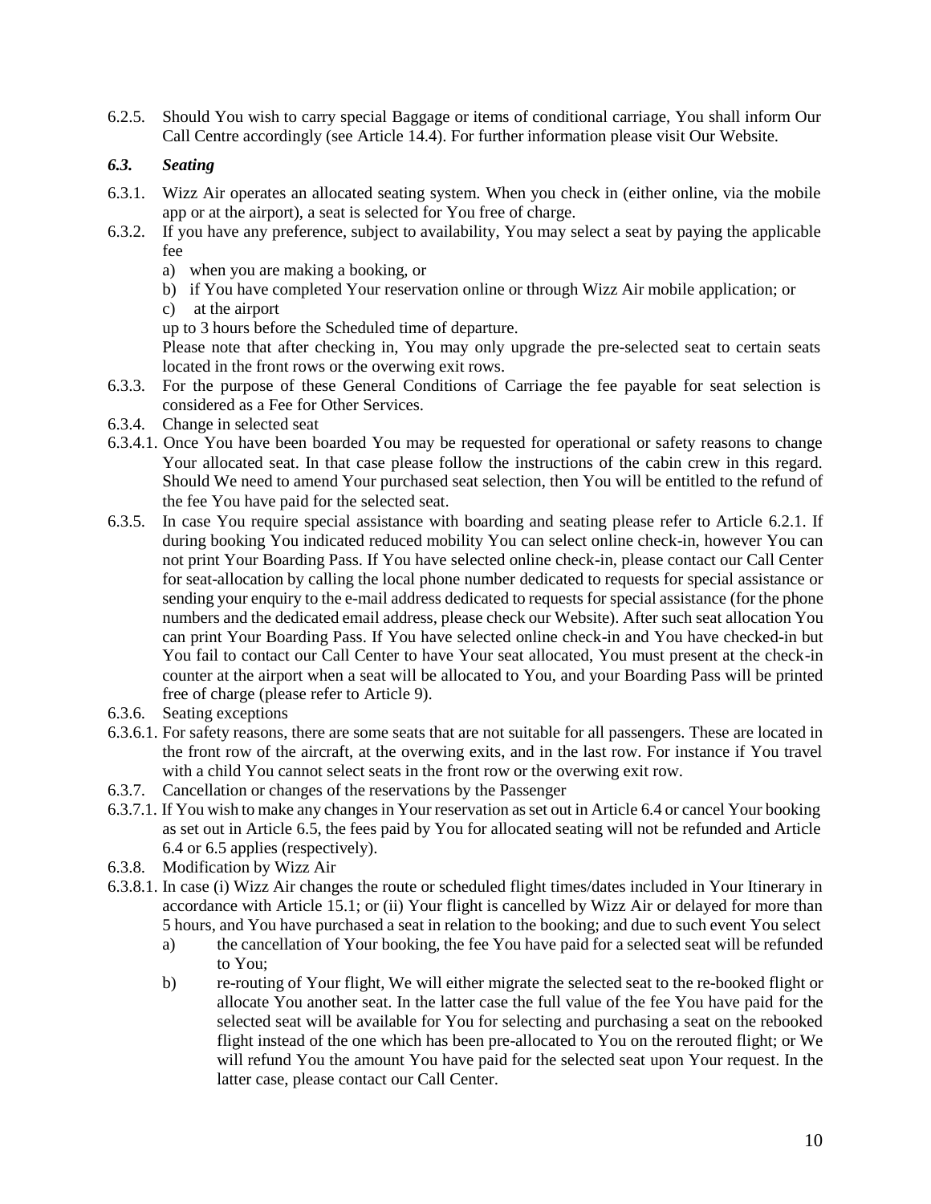6.2.5. Should You wish to carry special Baggage or items of conditional carriage, You shall inform Our Call Centre accordingly (see Article 14.4). For further information please visit Our Website.

### *6.3. Seating*

6.3.1. Wizz Air operates an allocated seating system. When you check in (either online, via the mobile app or at the airport), a seat is selected for You free of charge.

6.3.2. If you have any preference, subject to availability, You may select a seat by paying the applicable fee

a) when you are making a booking, or
b) if You have completed Your reservation online or through Wizz Air mobile application; or
c) at the airport

up to 3 hours before the Scheduled time of departure.

Please note that after checking in, You may only upgrade the pre-selected seat to certain seats located in the front rows or the overwing exit rows.

6.3.3. For the purpose of these General Conditions of Carriage the fee payable for seat selection is considered as a Fee for Other Services.

6.3.4. Change in selected seat

6.3.4.1. Once You have been boarded You may be requested for operational or safety reasons to change Your allocated seat. In that case please follow the instructions of the cabin crew in this regard. Should We need to amend Your purchased seat selection, then You will be entitled to the refund of the fee You have paid for the selected seat.

6.3.5. In case You require special assistance with boarding and seating please refer to Article 6.2.1. If during booking You indicated reduced mobility You can select online check-in, however You can not print Your Boarding Pass. If You have selected online check-in, please contact our Call Center for seat-allocation by calling the local phone number dedicated to requests for special assistance or sending your enquiry to the e-mail address dedicated to requests for special assistance (for the phone numbers and the dedicated email address, please check our Website). After such seat allocation You can print Your Boarding Pass. If You have selected online check-in and You have checked-in but You fail to contact our Call Center to have Your seat allocated, You must present at the check-in counter at the airport when a seat will be allocated to You, and your Boarding Pass will be printed free of charge (please refer to Article 9).

6.3.6. Seating exceptions

6.3.6.1. For safety reasons, there are some seats that are not suitable for all passengers. These are located in the front row of the aircraft, at the overwing exits, and in the last row. For instance if You travel with a child You cannot select seats in the front row or the overwing exit row.

6.3.7. Cancellation or changes of the reservations by the Passenger

6.3.7.1. If You wish to make any changes in Your reservation as set out in Article 6.4 or cancel Your booking as set out in Article 6.5, the fees paid by You for allocated seating will not be refunded and Article 6.4 or 6.5 applies (respectively).

6.3.8. Modification by Wizz Air

6.3.8.1. In case (i) Wizz Air changes the route or scheduled flight times/dates included in Your Itinerary in accordance with Article 15.1; or (ii) Your flight is cancelled by Wizz Air or delayed for more than 5 hours, and You have purchased a seat in relation to the booking; and due to such event You select

a) the cancellation of Your booking, the fee You have paid for a selected seat will be refunded to You;

b) re-routing of Your flight, We will either migrate the selected seat to the re-booked flight or allocate You another seat. In the latter case the full value of the fee You have paid for the selected seat will be available for You for selecting and purchasing a seat on the rebooked flight instead of the one which has been pre-allocated to You on the rerouted flight; or We will refund You the amount You have paid for the selected seat upon Your request. In the latter case, please contact our Call Center.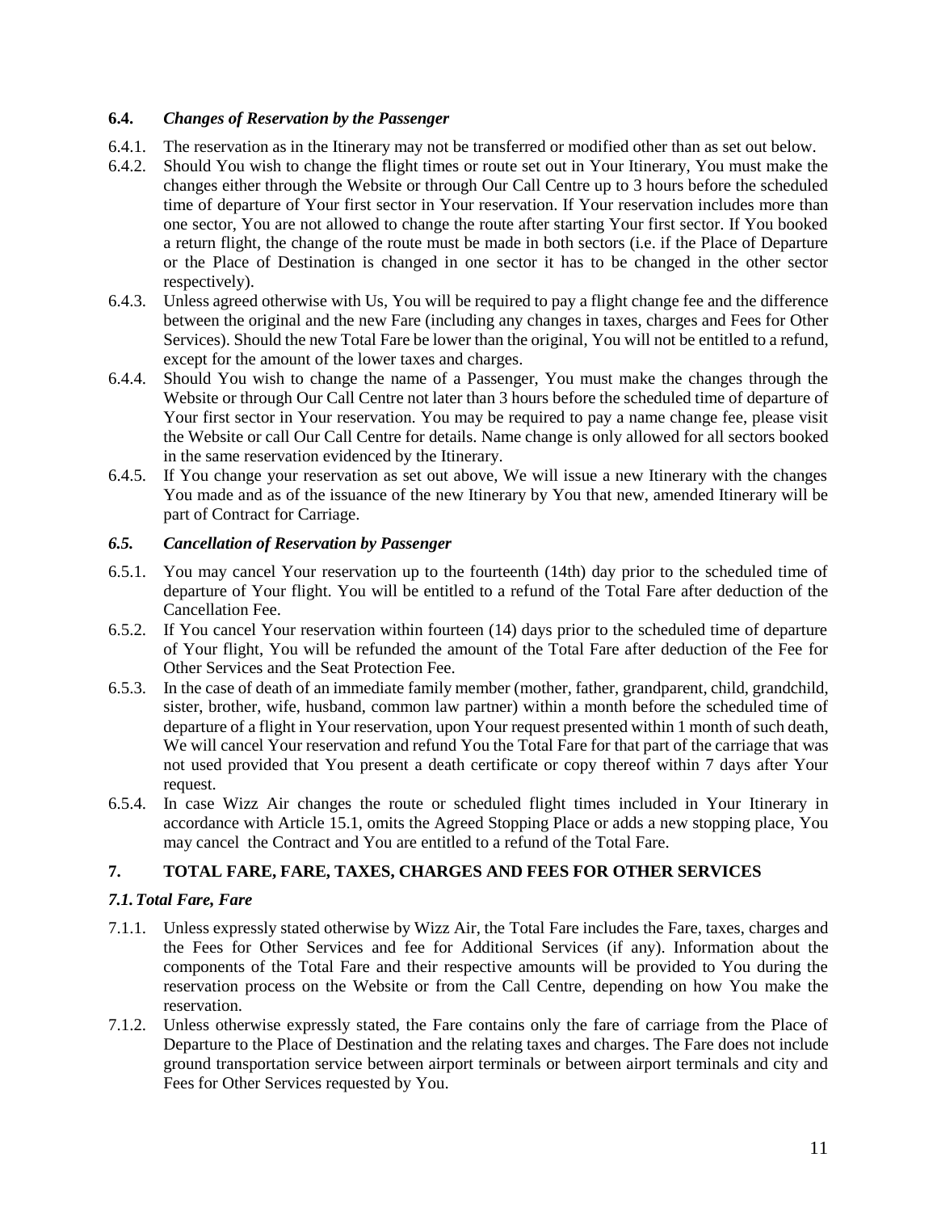### 6.4. *Changes of Reservation by the Passenger*

6.4.1. The reservation as in the Itinerary may not be transferred or modified other than as set out below.

6.4.2. Should You wish to change the flight times or route set out in Your Itinerary, You must make the changes either through the Website or through Our Call Centre up to 3 hours before the scheduled time of departure of Your first sector in Your reservation. If Your reservation includes more than one sector, You are not allowed to change the route after starting Your first sector. If You booked a return flight, the change of the route must be made in both sectors (i.e. if the Place of Departure or the Place of Destination is changed in one sector it has to be changed in the other sector respectively).

6.4.3. Unless agreed otherwise with Us, You will be required to pay a flight change fee and the difference between the original and the new Fare (including any changes in taxes, charges and Fees for Other Services). Should the new Total Fare be lower than the original, You will not be entitled to a refund, except for the amount of the lower taxes and charges.

6.4.4. Should You wish to change the name of a Passenger, You must make the changes through the Website or through Our Call Centre not later than 3 hours before the scheduled time of departure of Your first sector in Your reservation. You may be required to pay a name change fee, please visit the Website or call Our Call Centre for details. Name change is only allowed for all sectors booked in the same reservation evidenced by the Itinerary.

6.4.5. If You change your reservation as set out above, We will issue a new Itinerary with the changes You made and as of the issuance of the new Itinerary by You that new, amended Itinerary will be part of Contract for Carriage.

### *6.5. Cancellation of Reservation by Passenger*

6.5.1. You may cancel Your reservation up to the fourteenth (14th) day prior to the scheduled time of departure of Your flight. You will be entitled to a refund of the Total Fare after deduction of the Cancellation Fee.

6.5.2. If You cancel Your reservation within fourteen (14) days prior to the scheduled time of departure of Your flight, You will be refunded the amount of the Total Fare after deduction of the Fee for Other Services and the Seat Protection Fee.

6.5.3. In the case of death of an immediate family member (mother, father, grandparent, child, grandchild, sister, brother, wife, husband, common law partner) within a month before the scheduled time of departure of a flight in Your reservation, upon Your request presented within 1 month of such death, We will cancel Your reservation and refund You the Total Fare for that part of the carriage that was not used provided that You present a death certificate or copy thereof within 7 days after Your request.

6.5.4. In case Wizz Air changes the route or scheduled flight times included in Your Itinerary in accordance with Article 15.1, omits the Agreed Stopping Place or adds a new stopping place, You may cancel the Contract and You are entitled to a refund of the Total Fare.

## 7. TOTAL FARE, FARE, TAXES, CHARGES AND FEES FOR OTHER SERVICES

### *7.1. Total Fare, Fare*

7.1.1. Unless expressly stated otherwise by Wizz Air, the Total Fare includes the Fare, taxes, charges and the Fees for Other Services and fee for Additional Services (if any). Information about the components of the Total Fare and their respective amounts will be provided to You during the reservation process on the Website or from the Call Centre, depending on how You make the reservation.

7.1.2. Unless otherwise expressly stated, the Fare contains only the fare of carriage from the Place of Departure to the Place of Destination and the relating taxes and charges. The Fare does not include ground transportation service between airport terminals or between airport terminals and city and Fees for Other Services requested by You.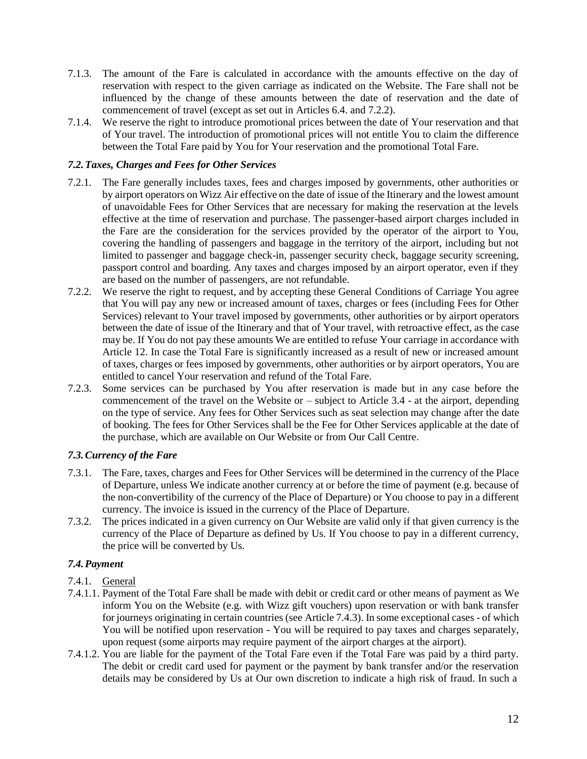7.1.3. The amount of the Fare is calculated in accordance with the amounts effective on the day of reservation with respect to the given carriage as indicated on the Website. The Fare shall not be influenced by the change of these amounts between the date of reservation and the date of commencement of travel (except as set out in Articles 6.4. and 7.2.2).

7.1.4. We reserve the right to introduce promotional prices between the date of Your reservation and that of Your travel. The introduction of promotional prices will not entitle You to claim the difference between the Total Fare paid by You for Your reservation and the promotional Total Fare.

### *7.2. Taxes, Charges and Fees for Other Services*

7.2.1. The Fare generally includes taxes, fees and charges imposed by governments, other authorities or by airport operators on Wizz Air effective on the date of issue of the Itinerary and the lowest amount of unavoidable Fees for Other Services that are necessary for making the reservation at the levels effective at the time of reservation and purchase. The passenger-based airport charges included in the Fare are the consideration for the services provided by the operator of the airport to You, covering the handling of passengers and baggage in the territory of the airport, including but not limited to passenger and baggage check-in, passenger security check, baggage security screening, passport control and boarding. Any taxes and charges imposed by an airport operator, even if they are based on the number of passengers, are not refundable.

7.2.2. We reserve the right to request, and by accepting these General Conditions of Carriage You agree that You will pay any new or increased amount of taxes, charges or fees (including Fees for Other Services) relevant to Your travel imposed by governments, other authorities or by airport operators between the date of issue of the Itinerary and that of Your travel, with retroactive effect, as the case may be. If You do not pay these amounts We are entitled to refuse Your carriage in accordance with Article 12. In case the Total Fare is significantly increased as a result of new or increased amount of taxes, charges or fees imposed by governments, other authorities or by airport operators, You are entitled to cancel Your reservation and refund of the Total Fare.

7.2.3. Some services can be purchased by You after reservation is made but in any case before the commencement of the travel on the Website or – subject to Article 3.4 - at the airport, depending on the type of service. Any fees for Other Services such as seat selection may change after the date of booking. The fees for Other Services shall be the Fee for Other Services applicable at the date of the purchase, which are available on Our Website or from Our Call Centre.

### *7.3. Currency of the Fare*

7.3.1. The Fare, taxes, charges and Fees for Other Services will be determined in the currency of the Place of Departure, unless We indicate another currency at or before the time of payment (e.g. because of the non-convertibility of the currency of the Place of Departure) or You choose to pay in a different currency. The invoice is issued in the currency of the Place of Departure.

7.3.2. The prices indicated in a given currency on Our Website are valid only if that given currency is the currency of the Place of Departure as defined by Us. If You choose to pay in a different currency, the price will be converted by Us.

### *7.4. Payment*

7.4.1. General

7.4.1.1. Payment of the Total Fare shall be made with debit or credit card or other means of payment as We inform You on the Website (e.g. with Wizz gift vouchers) upon reservation or with bank transfer for journeys originating in certain countries (see Article 7.4.3). In some exceptional cases - of which You will be notified upon reservation - You will be required to pay taxes and charges separately, upon request (some airports may require payment of the airport charges at the airport).

7.4.1.2. You are liable for the payment of the Total Fare even if the Total Fare was paid by a third party. The debit or credit card used for payment or the payment by bank transfer and/or the reservation details may be considered by Us at Our own discretion to indicate a high risk of fraud. In such a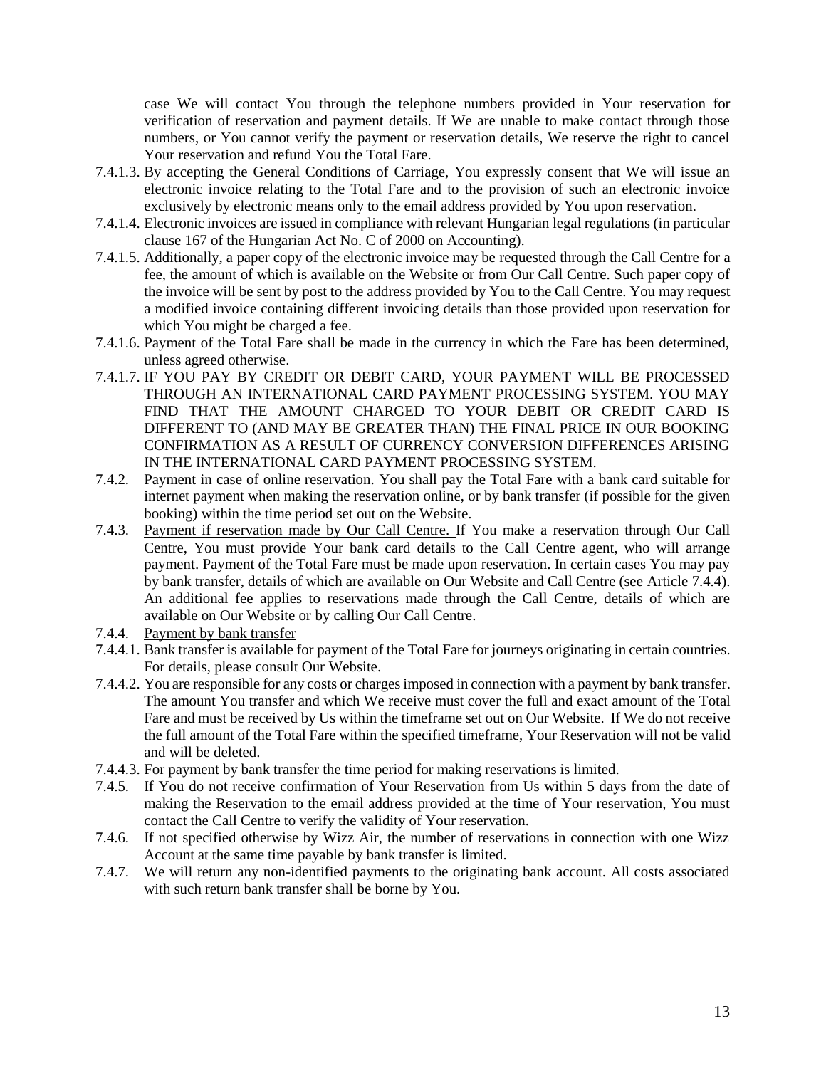case We will contact You through the telephone numbers provided in Your reservation for verification of reservation and payment details. If We are unable to make contact through those numbers, or You cannot verify the payment or reservation details, We reserve the right to cancel Your reservation and refund You the Total Fare.

7.4.1.3. By accepting the General Conditions of Carriage, You expressly consent that We will issue an electronic invoice relating to the Total Fare and to the provision of such an electronic invoice exclusively by electronic means only to the email address provided by You upon reservation.

7.4.1.4. Electronic invoices are issued in compliance with relevant Hungarian legal regulations (in particular clause 167 of the Hungarian Act No. C of 2000 on Accounting).

7.4.1.5. Additionally, a paper copy of the electronic invoice may be requested through the Call Centre for a fee, the amount of which is available on the Website or from Our Call Centre. Such paper copy of the invoice will be sent by post to the address provided by You to the Call Centre. You may request a modified invoice containing different invoicing details than those provided upon reservation for which You might be charged a fee.

7.4.1.6. Payment of the Total Fare shall be made in the currency in which the Fare has been determined, unless agreed otherwise.

7.4.1.7. IF YOU PAY BY CREDIT OR DEBIT CARD, YOUR PAYMENT WILL BE PROCESSED THROUGH AN INTERNATIONAL CARD PAYMENT PROCESSING SYSTEM. YOU MAY FIND THAT THE AMOUNT CHARGED TO YOUR DEBIT OR CREDIT CARD IS DIFFERENT TO (AND MAY BE GREATER THAN) THE FINAL PRICE IN OUR BOOKING CONFIRMATION AS A RESULT OF CURRENCY CONVERSION DIFFERENCES ARISING IN THE INTERNATIONAL CARD PAYMENT PROCESSING SYSTEM.

7.4.2. <u>Payment in case of online reservation.</u> You shall pay the Total Fare with a bank card suitable for internet payment when making the reservation online, or by bank transfer (if possible for the given booking) within the time period set out on the Website.

7.4.3. <u>Payment if reservation made by Our Call Centre.</u> If You make a reservation through Our Call Centre, You must provide Your bank card details to the Call Centre agent, who will arrange payment. Payment of the Total Fare must be made upon reservation. In certain cases You may pay by bank transfer, details of which are available on Our Website and Call Centre (see Article 7.4.4). An additional fee applies to reservations made through the Call Centre, details of which are available on Our Website or by calling Our Call Centre.

7.4.4. <u>Payment by bank transfer</u>

7.4.4.1. Bank transfer is available for payment of the Total Fare for journeys originating in certain countries. For details, please consult Our Website.

7.4.4.2. You are responsible for any costs or charges imposed in connection with a payment by bank transfer. The amount You transfer and which We receive must cover the full and exact amount of the Total Fare and must be received by Us within the timeframe set out on Our Website. If We do not receive the full amount of the Total Fare within the specified timeframe, Your Reservation will not be valid and will be deleted.

7.4.4.3. For payment by bank transfer the time period for making reservations is limited.

7.4.5. If You do not receive confirmation of Your Reservation from Us within 5 days from the date of making the Reservation to the email address provided at the time of Your reservation, You must contact the Call Centre to verify the validity of Your reservation.

7.4.6. If not specified otherwise by Wizz Air, the number of reservations in connection with one Wizz Account at the same time payable by bank transfer is limited.

7.4.7. We will return any non-identified payments to the originating bank account. All costs associated with such return bank transfer shall be borne by You.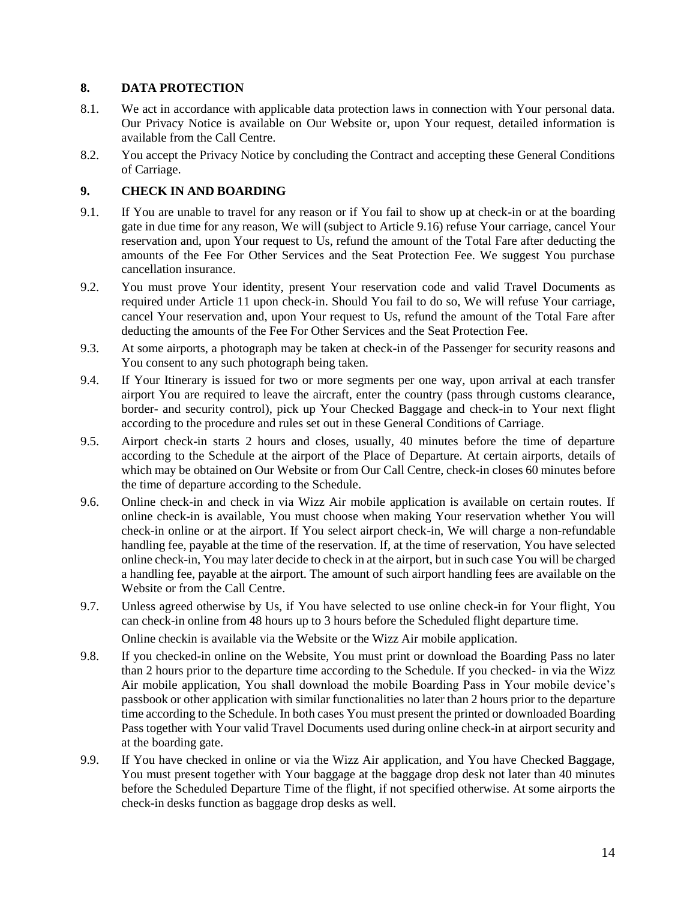## 8. DATA PROTECTION

8.1. We act in accordance with applicable data protection laws in connection with Your personal data. Our Privacy Notice is available on Our Website or, upon Your request, detailed information is available from the Call Centre.

8.2. You accept the Privacy Notice by concluding the Contract and accepting these General Conditions of Carriage.

## 9. CHECK IN AND BOARDING

9.1. If You are unable to travel for any reason or if You fail to show up at check-in or at the boarding gate in due time for any reason, We will (subject to Article 9.16) refuse Your carriage, cancel Your reservation and, upon Your request to Us, refund the amount of the Total Fare after deducting the amounts of the Fee For Other Services and the Seat Protection Fee. We suggest You purchase cancellation insurance.

9.2. You must prove Your identity, present Your reservation code and valid Travel Documents as required under Article 11 upon check-in. Should You fail to do so, We will refuse Your carriage, cancel Your reservation and, upon Your request to Us, refund the amount of the Total Fare after deducting the amounts of the Fee For Other Services and the Seat Protection Fee.

9.3. At some airports, a photograph may be taken at check-in of the Passenger for security reasons and You consent to any such photograph being taken.

9.4. If Your Itinerary is issued for two or more segments per one way, upon arrival at each transfer airport You are required to leave the aircraft, enter the country (pass through customs clearance, border- and security control), pick up Your Checked Baggage and check-in to Your next flight according to the procedure and rules set out in these General Conditions of Carriage.

9.5. Airport check-in starts 2 hours and closes, usually, 40 minutes before the time of departure according to the Schedule at the airport of the Place of Departure. At certain airports, details of which may be obtained on Our Website or from Our Call Centre, check-in closes 60 minutes before the time of departure according to the Schedule.

9.6. Online check-in and check in via Wizz Air mobile application is available on certain routes. If online check-in is available, You must choose when making Your reservation whether You will check-in online or at the airport. If You select airport check-in, We will charge a non-refundable handling fee, payable at the time of the reservation. If, at the time of reservation, You have selected online check-in, You may later decide to check in at the airport, but in such case You will be charged a handling fee, payable at the airport. The amount of such airport handling fees are available on the Website or from the Call Centre.

9.7. Unless agreed otherwise by Us, if You have selected to use online check-in for Your flight, You can check-in online from 48 hours up to 3 hours before the Scheduled flight departure time.

Online checkin is available via the Website or the Wizz Air mobile application.

9.8. If you checked-in online on the Website, You must print or download the Boarding Pass no later than 2 hours prior to the departure time according to the Schedule. If you checked- in via the Wizz Air mobile application, You shall download the mobile Boarding Pass in Your mobile device's passbook or other application with similar functionalities no later than 2 hours prior to the departure time according to the Schedule. In both cases You must present the printed or downloaded Boarding Pass together with Your valid Travel Documents used during online check-in at airport security and at the boarding gate.

9.9. If You have checked in online or via the Wizz Air application, and You have Checked Baggage, You must present together with Your baggage at the baggage drop desk not later than 40 minutes before the Scheduled Departure Time of the flight, if not specified otherwise. At some airports the check-in desks function as baggage drop desks as well.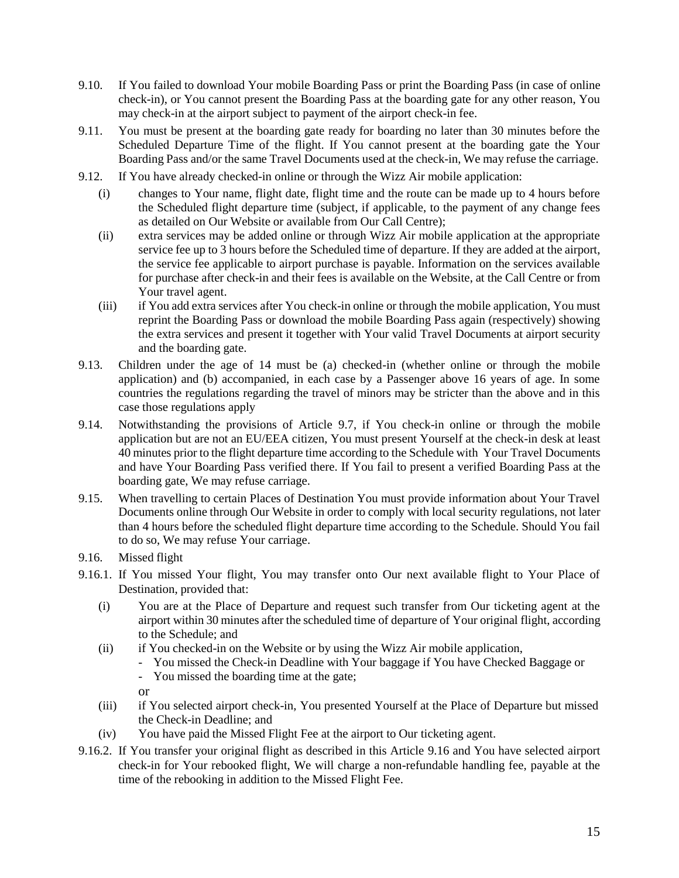9.10. If You failed to download Your mobile Boarding Pass or print the Boarding Pass (in case of online check-in), or You cannot present the Boarding Pass at the boarding gate for any other reason, You may check-in at the airport subject to payment of the airport check-in fee.

9.11. You must be present at the boarding gate ready for boarding no later than 30 minutes before the Scheduled Departure Time of the flight. If You cannot present at the boarding gate the Your Boarding Pass and/or the same Travel Documents used at the check-in, We may refuse the carriage.

9.12. If You have already checked-in online or through the Wizz Air mobile application:

- (i) changes to Your name, flight date, flight time and the route can be made up to 4 hours before the Scheduled flight departure time (subject, if applicable, to the payment of any change fees as detailed on Our Website or available from Our Call Centre);
- (ii) extra services may be added online or through Wizz Air mobile application at the appropriate service fee up to 3 hours before the Scheduled time of departure. If they are added at the airport, the service fee applicable to airport purchase is payable. Information on the services available for purchase after check-in and their fees is available on the Website, at the Call Centre or from Your travel agent.
- (iii) if You add extra services after You check-in online or through the mobile application, You must reprint the Boarding Pass or download the mobile Boarding Pass again (respectively) showing the extra services and present it together with Your valid Travel Documents at airport security and the boarding gate.

9.13. Children under the age of 14 must be (a) checked-in (whether online or through the mobile application) and (b) accompanied, in each case by a Passenger above 16 years of age. In some countries the regulations regarding the travel of minors may be stricter than the above and in this case those regulations apply

9.14. Notwithstanding the provisions of Article 9.7, if You check-in online or through the mobile application but are not an EU/EEA citizen, You must present Yourself at the check-in desk at least 40 minutes prior to the flight departure time according to the Schedule with Your Travel Documents and have Your Boarding Pass verified there. If You fail to present a verified Boarding Pass at the boarding gate, We may refuse carriage.

9.15. When travelling to certain Places of Destination You must provide information about Your Travel Documents online through Our Website in order to comply with local security regulations, not later than 4 hours before the scheduled flight departure time according to the Schedule. Should You fail to do so, We may refuse Your carriage.

9.16. Missed flight

9.16.1. If You missed Your flight, You may transfer onto Our next available flight to Your Place of Destination, provided that:

- (i) You are at the Place of Departure and request such transfer from Our ticketing agent at the airport within 30 minutes after the scheduled time of departure of Your original flight, according to the Schedule; and
- (ii) if You checked-in on the Website or by using the Wizz Air mobile application,
  - You missed the Check-in Deadline with Your baggage if You have Checked Baggage or
  - You missed the boarding time at the gate;

  or
- (iii) if You selected airport check-in, You presented Yourself at the Place of Departure but missed the Check-in Deadline; and
- (iv) You have paid the Missed Flight Fee at the airport to Our ticketing agent.

9.16.2. If You transfer your original flight as described in this Article 9.16 and You have selected airport check-in for Your rebooked flight, We will charge a non-refundable handling fee, payable at the time of the rebooking in addition to the Missed Flight Fee.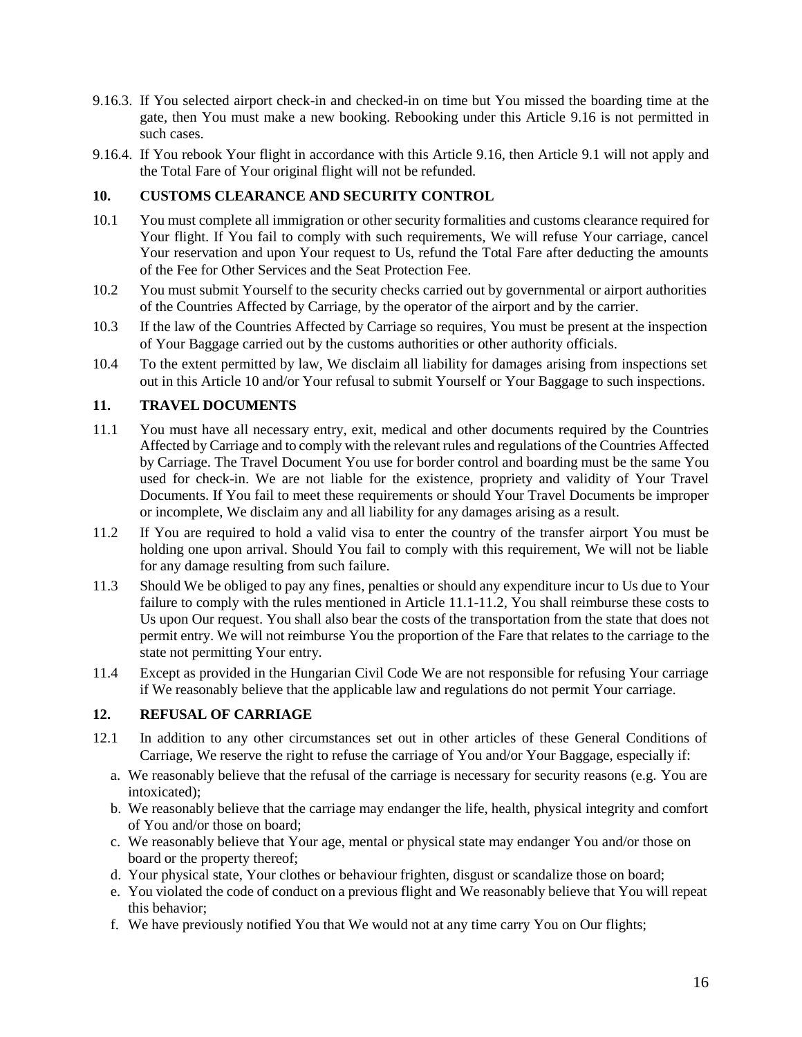9.16.3. If You selected airport check-in and checked-in on time but You missed the boarding time at the gate, then You must make a new booking. Rebooking under this Article 9.16 is not permitted in such cases.

9.16.4. If You rebook Your flight in accordance with this Article 9.16, then Article 9.1 will not apply and the Total Fare of Your original flight will not be refunded.

## 10. CUSTOMS CLEARANCE AND SECURITY CONTROL

10.1 You must complete all immigration or other security formalities and customs clearance required for Your flight. If You fail to comply with such requirements, We will refuse Your carriage, cancel Your reservation and upon Your request to Us, refund the Total Fare after deducting the amounts of the Fee for Other Services and the Seat Protection Fee.

10.2 You must submit Yourself to the security checks carried out by governmental or airport authorities of the Countries Affected by Carriage, by the operator of the airport and by the carrier.

10.3 If the law of the Countries Affected by Carriage so requires, You must be present at the inspection of Your Baggage carried out by the customs authorities or other authority officials.

10.4 To the extent permitted by law, We disclaim all liability for damages arising from inspections set out in this Article 10 and/or Your refusal to submit Yourself or Your Baggage to such inspections.

## 11. TRAVEL DOCUMENTS

11.1 You must have all necessary entry, exit, medical and other documents required by the Countries Affected by Carriage and to comply with the relevant rules and regulations of the Countries Affected by Carriage. The Travel Document You use for border control and boarding must be the same You used for check-in. We are not liable for the existence, propriety and validity of Your Travel Documents. If You fail to meet these requirements or should Your Travel Documents be improper or incomplete, We disclaim any and all liability for any damages arising as a result.

11.2 If You are required to hold a valid visa to enter the country of the transfer airport You must be holding one upon arrival. Should You fail to comply with this requirement, We will not be liable for any damage resulting from such failure.

11.3 Should We be obliged to pay any fines, penalties or should any expenditure incur to Us due to Your failure to comply with the rules mentioned in Article 11.1-11.2, You shall reimburse these costs to Us upon Our request. You shall also bear the costs of the transportation from the state that does not permit entry. We will not reimburse You the proportion of the Fare that relates to the carriage to the state not permitting Your entry.

11.4 Except as provided in the Hungarian Civil Code We are not responsible for refusing Your carriage if We reasonably believe that the applicable law and regulations do not permit Your carriage.

## 12. REFUSAL OF CARRIAGE

12.1 In addition to any other circumstances set out in other articles of these General Conditions of Carriage, We reserve the right to refuse the carriage of You and/or Your Baggage, especially if:

a. We reasonably believe that the refusal of the carriage is necessary for security reasons (e.g. You are intoxicated);
b. We reasonably believe that the carriage may endanger the life, health, physical integrity and comfort of You and/or those on board;
c. We reasonably believe that Your age, mental or physical state may endanger You and/or those on board or the property thereof;
d. Your physical state, Your clothes or behaviour frighten, disgust or scandalize those on board;
e. You violated the code of conduct on a previous flight and We reasonably believe that You will repeat this behavior;
f. We have previously notified You that We would not at any time carry You on Our flights;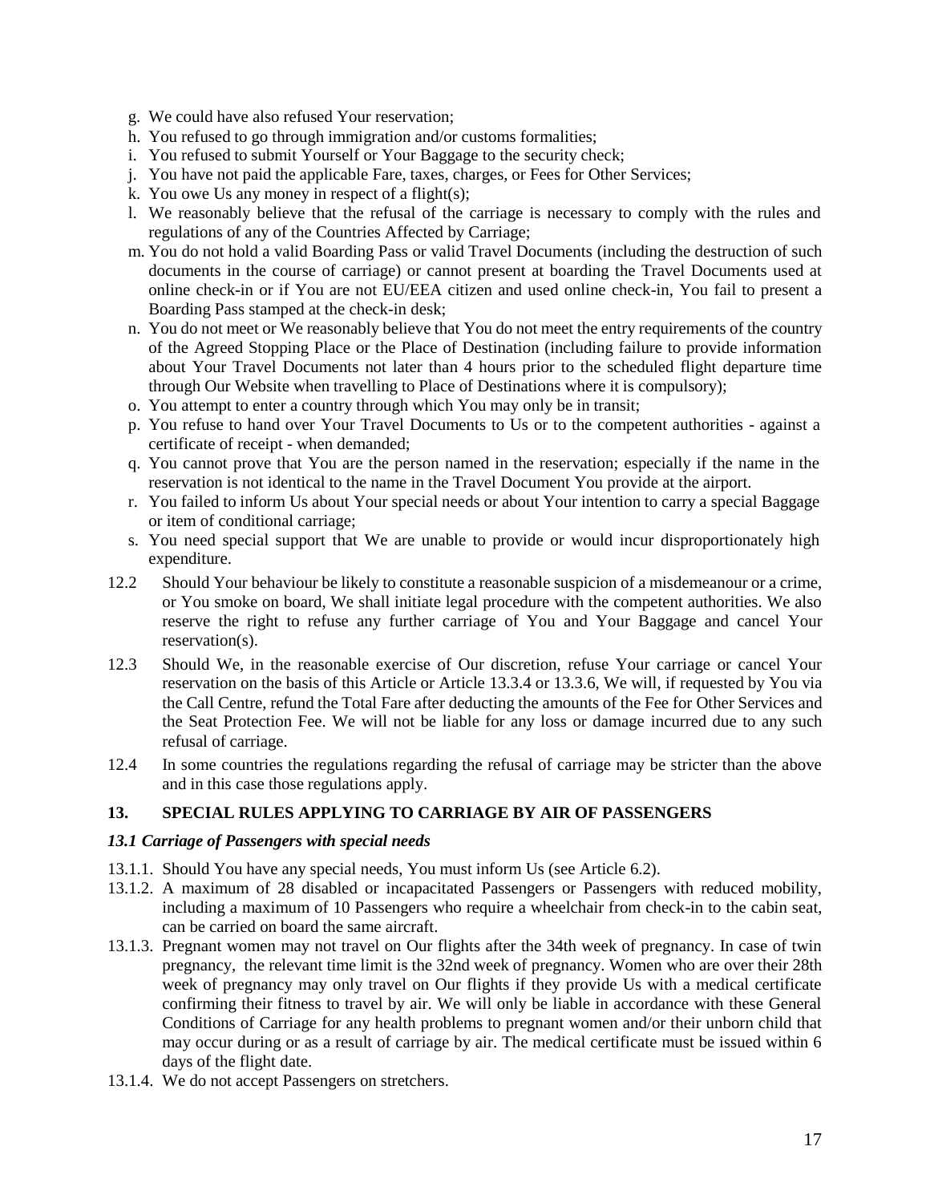g. We could have also refused Your reservation;
h. You refused to go through immigration and/or customs formalities;
i. You refused to submit Yourself or Your Baggage to the security check;
j. You have not paid the applicable Fare, taxes, charges, or Fees for Other Services;
k. You owe Us any money in respect of a flight(s);
l. We reasonably believe that the refusal of the carriage is necessary to comply with the rules and regulations of any of the Countries Affected by Carriage;
m. You do not hold a valid Boarding Pass or valid Travel Documents (including the destruction of such documents in the course of carriage) or cannot present at boarding the Travel Documents used at online check-in or if You are not EU/EEA citizen and used online check-in, You fail to present a Boarding Pass stamped at the check-in desk;
n. You do not meet or We reasonably believe that You do not meet the entry requirements of the country of the Agreed Stopping Place or the Place of Destination (including failure to provide information about Your Travel Documents not later than 4 hours prior to the scheduled flight departure time through Our Website when travelling to Place of Destinations where it is compulsory);
o. You attempt to enter a country through which You may only be in transit;
p. You refuse to hand over Your Travel Documents to Us or to the competent authorities - against a certificate of receipt - when demanded;
q. You cannot prove that You are the person named in the reservation; especially if the name in the reservation is not identical to the name in the Travel Document You provide at the airport.
r. You failed to inform Us about Your special needs or about Your intention to carry a special Baggage or item of conditional carriage;
s. You need special support that We are unable to provide or would incur disproportionately high expenditure.

12.2 Should Your behaviour be likely to constitute a reasonable suspicion of a misdemeanour or a crime, or You smoke on board, We shall initiate legal procedure with the competent authorities. We also reserve the right to refuse any further carriage of You and Your Baggage and cancel Your reservation(s).

12.3 Should We, in the reasonable exercise of Our discretion, refuse Your carriage or cancel Your reservation on the basis of this Article or Article 13.3.4 or 13.3.6, We will, if requested by You via the Call Centre, refund the Total Fare after deducting the amounts of the Fee for Other Services and the Seat Protection Fee. We will not be liable for any loss or damage incurred due to any such refusal of carriage.

12.4 In some countries the regulations regarding the refusal of carriage may be stricter than the above and in this case those regulations apply.

## 13. SPECIAL RULES APPLYING TO CARRIAGE BY AIR OF PASSENGERS

### *13.1 Carriage of Passengers with special needs*

13.1.1. Should You have any special needs, You must inform Us (see Article 6.2).

13.1.2. A maximum of 28 disabled or incapacitated Passengers or Passengers with reduced mobility, including a maximum of 10 Passengers who require a wheelchair from check-in to the cabin seat, can be carried on board the same aircraft.

13.1.3. Pregnant women may not travel on Our flights after the 34th week of pregnancy. In case of twin pregnancy, the relevant time limit is the 32nd week of pregnancy. Women who are over their 28th week of pregnancy may only travel on Our flights if they provide Us with a medical certificate confirming their fitness to travel by air. We will only be liable in accordance with these General Conditions of Carriage for any health problems to pregnant women and/or their unborn child that may occur during or as a result of carriage by air. The medical certificate must be issued within 6 days of the flight date.

13.1.4. We do not accept Passengers on stretchers.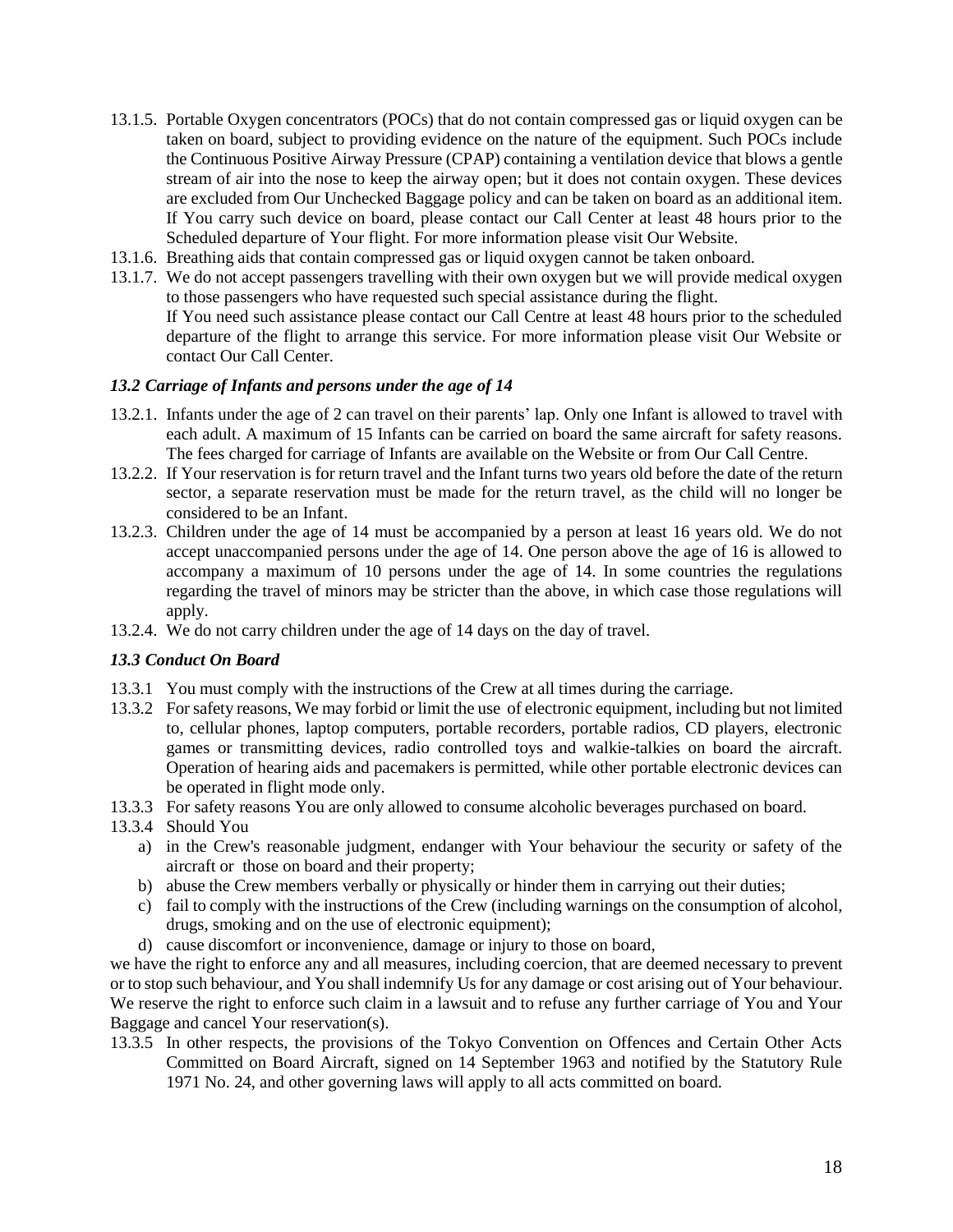13.1.5. Portable Oxygen concentrators (POCs) that do not contain compressed gas or liquid oxygen can be taken on board, subject to providing evidence on the nature of the equipment. Such POCs include the Continuous Positive Airway Pressure (CPAP) containing a ventilation device that blows a gentle stream of air into the nose to keep the airway open; but it does not contain oxygen. These devices are excluded from Our Unchecked Baggage policy and can be taken on board as an additional item. If You carry such device on board, please contact our Call Center at least 48 hours prior to the Scheduled departure of Your flight. For more information please visit Our Website.

13.1.6. Breathing aids that contain compressed gas or liquid oxygen cannot be taken onboard.

13.1.7. We do not accept passengers travelling with their own oxygen but we will provide medical oxygen to those passengers who have requested such special assistance during the flight.
If You need such assistance please contact our Call Centre at least 48 hours prior to the scheduled departure of the flight to arrange this service. For more information please visit Our Website or contact Our Call Center.

### *13.2 Carriage of Infants and persons under the age of 14*

13.2.1. Infants under the age of 2 can travel on their parents' lap. Only one Infant is allowed to travel with each adult. A maximum of 15 Infants can be carried on board the same aircraft for safety reasons. The fees charged for carriage of Infants are available on the Website or from Our Call Centre.

13.2.2. If Your reservation is for return travel and the Infant turns two years old before the date of the return sector, a separate reservation must be made for the return travel, as the child will no longer be considered to be an Infant.

13.2.3. Children under the age of 14 must be accompanied by a person at least 16 years old. We do not accept unaccompanied persons under the age of 14. One person above the age of 16 is allowed to accompany a maximum of 10 persons under the age of 14. In some countries the regulations regarding the travel of minors may be stricter than the above, in which case those regulations will apply.

13.2.4. We do not carry children under the age of 14 days on the day of travel.

### *13.3 Conduct On Board*

13.3.1 You must comply with the instructions of the Crew at all times during the carriage.

13.3.2 For safety reasons, We may forbid or limit the use of electronic equipment, including but not limited to, cellular phones, laptop computers, portable recorders, portable radios, CD players, electronic games or transmitting devices, radio controlled toys and walkie-talkies on board the aircraft. Operation of hearing aids and pacemakers is permitted, while other portable electronic devices can be operated in flight mode only.

13.3.3 For safety reasons You are only allowed to consume alcoholic beverages purchased on board.

13.3.4 Should You

a) in the Crew's reasonable judgment, endanger with Your behaviour the security or safety of the aircraft or those on board and their property;

b) abuse the Crew members verbally or physically or hinder them in carrying out their duties;

c) fail to comply with the instructions of the Crew (including warnings on the consumption of alcohol, drugs, smoking and on the use of electronic equipment);

d) cause discomfort or inconvenience, damage or injury to those on board,

we have the right to enforce any and all measures, including coercion, that are deemed necessary to prevent or to stop such behaviour, and You shall indemnify Us for any damage or cost arising out of Your behaviour. We reserve the right to enforce such claim in a lawsuit and to refuse any further carriage of You and Your Baggage and cancel Your reservation(s).

13.3.5 In other respects, the provisions of the Tokyo Convention on Offences and Certain Other Acts Committed on Board Aircraft, signed on 14 September 1963 and notified by the Statutory Rule 1971 No. 24, and other governing laws will apply to all acts committed on board.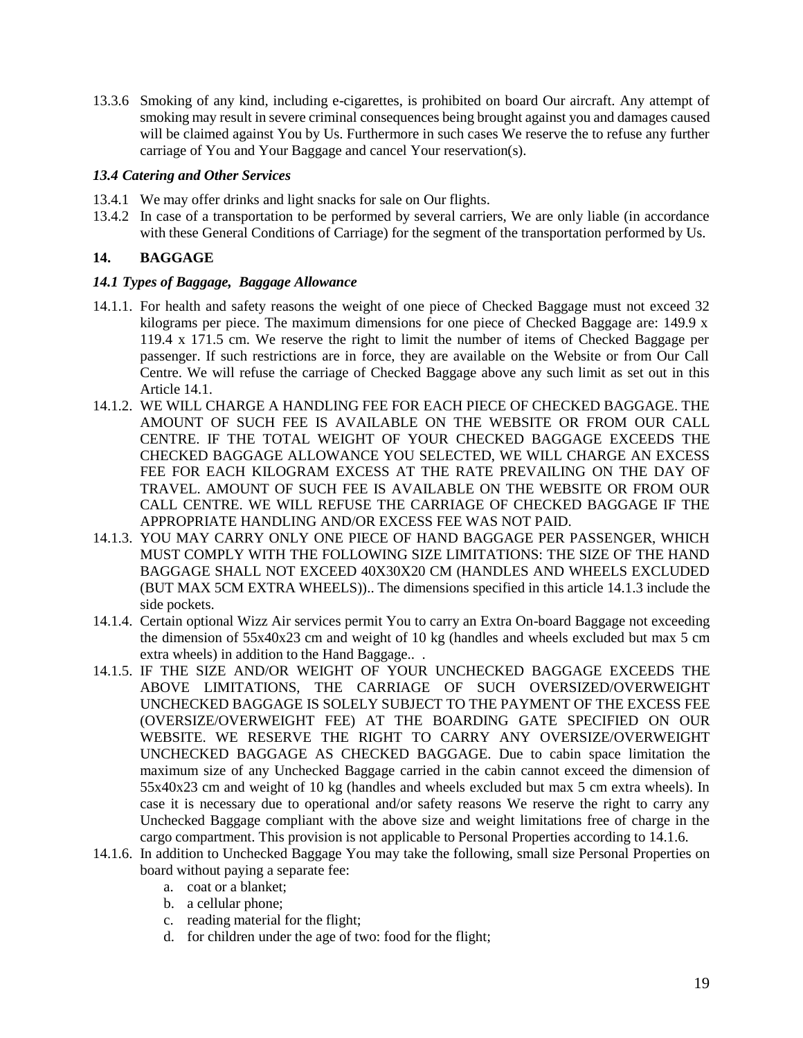13.3.6 Smoking of any kind, including e-cigarettes, is prohibited on board Our aircraft. Any attempt of smoking may result in severe criminal consequences being brought against you and damages caused will be claimed against You by Us. Furthermore in such cases We reserve the to refuse any further carriage of You and Your Baggage and cancel Your reservation(s).

### *13.4 Catering and Other Services*

13.4.1 We may offer drinks and light snacks for sale on Our flights.

13.4.2 In case of a transportation to be performed by several carriers, We are only liable (in accordance with these General Conditions of Carriage) for the segment of the transportation performed by Us.

## 14. BAGGAGE

### *14.1 Types of Baggage, Baggage Allowance*

14.1.1. For health and safety reasons the weight of one piece of Checked Baggage must not exceed 32 kilograms per piece. The maximum dimensions for one piece of Checked Baggage are: 149.9 x 119.4 x 171.5 cm. We reserve the right to limit the number of items of Checked Baggage per passenger. If such restrictions are in force, they are available on the Website or from Our Call Centre. We will refuse the carriage of Checked Baggage above any such limit as set out in this Article 14.1.

14.1.2. WE WILL CHARGE A HANDLING FEE FOR EACH PIECE OF CHECKED BAGGAGE. THE AMOUNT OF SUCH FEE IS AVAILABLE ON THE WEBSITE OR FROM OUR CALL CENTRE. IF THE TOTAL WEIGHT OF YOUR CHECKED BAGGAGE EXCEEDS THE CHECKED BAGGAGE ALLOWANCE YOU SELECTED, WE WILL CHARGE AN EXCESS FEE FOR EACH KILOGRAM EXCESS AT THE RATE PREVAILING ON THE DAY OF TRAVEL. AMOUNT OF SUCH FEE IS AVAILABLE ON THE WEBSITE OR FROM OUR CALL CENTRE. WE WILL REFUSE THE CARRIAGE OF CHECKED BAGGAGE IF THE APPROPRIATE HANDLING AND/OR EXCESS FEE WAS NOT PAID.

14.1.3. YOU MAY CARRY ONLY ONE PIECE OF HAND BAGGAGE PER PASSENGER, WHICH MUST COMPLY WITH THE FOLLOWING SIZE LIMITATIONS: THE SIZE OF THE HAND BAGGAGE SHALL NOT EXCEED 40X30X20 CM (HANDLES AND WHEELS EXCLUDED (BUT MAX 5CM EXTRA WHEELS)).. The dimensions specified in this article 14.1.3 include the side pockets.

14.1.4. Certain optional Wizz Air services permit You to carry an Extra On-board Baggage not exceeding the dimension of 55x40x23 cm and weight of 10 kg (handles and wheels excluded but max 5 cm extra wheels) in addition to the Hand Baggage.. .

14.1.5. IF THE SIZE AND/OR WEIGHT OF YOUR UNCHECKED BAGGAGE EXCEEDS THE ABOVE LIMITATIONS, THE CARRIAGE OF SUCH OVERSIZED/OVERWEIGHT UNCHECKED BAGGAGE IS SOLELY SUBJECT TO THE PAYMENT OF THE EXCESS FEE (OVERSIZE/OVERWEIGHT FEE) AT THE BOARDING GATE SPECIFIED ON OUR WEBSITE. WE RESERVE THE RIGHT TO CARRY ANY OVERSIZE/OVERWEIGHT UNCHECKED BAGGAGE AS CHECKED BAGGAGE. Due to cabin space limitation the maximum size of any Unchecked Baggage carried in the cabin cannot exceed the dimension of 55x40x23 cm and weight of 10 kg (handles and wheels excluded but max 5 cm extra wheels). In case it is necessary due to operational and/or safety reasons We reserve the right to carry any Unchecked Baggage compliant with the above size and weight limitations free of charge in the cargo compartment. This provision is not applicable to Personal Properties according to 14.1.6.

14.1.6. In addition to Unchecked Baggage You may take the following, small size Personal Properties on board without paying a separate fee:

a. coat or a blanket;
b. a cellular phone;
c. reading material for the flight;
d. for children under the age of two: food for the flight;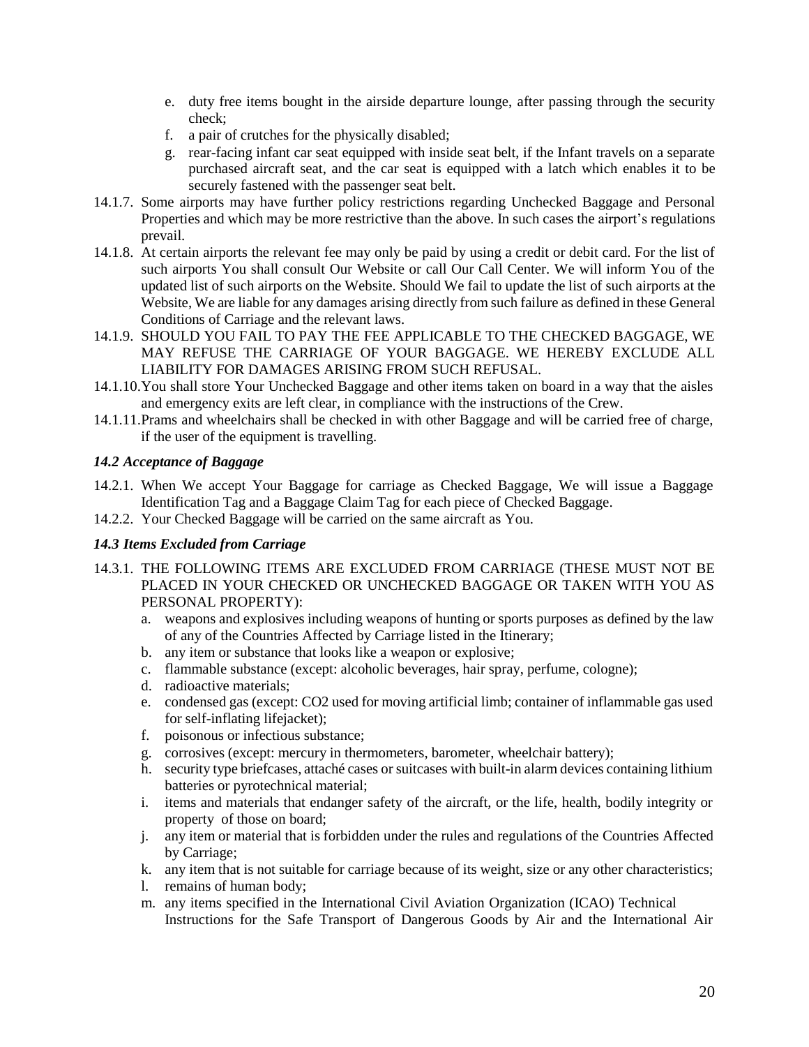e. duty free items bought in the airside departure lounge, after passing through the security check;
f. a pair of crutches for the physically disabled;
g. rear-facing infant car seat equipped with inside seat belt, if the Infant travels on a separate purchased aircraft seat, and the car seat is equipped with a latch which enables it to be securely fastened with the passenger seat belt.

14.1.7. Some airports may have further policy restrictions regarding Unchecked Baggage and Personal Properties and which may be more restrictive than the above. In such cases the airport's regulations prevail.

14.1.8. At certain airports the relevant fee may only be paid by using a credit or debit card. For the list of such airports You shall consult Our Website or call Our Call Center. We will inform You of the updated list of such airports on the Website. Should We fail to update the list of such airports at the Website, We are liable for any damages arising directly from such failure as defined in these General Conditions of Carriage and the relevant laws.

14.1.9. SHOULD YOU FAIL TO PAY THE FEE APPLICABLE TO THE CHECKED BAGGAGE, WE MAY REFUSE THE CARRIAGE OF YOUR BAGGAGE. WE HEREBY EXCLUDE ALL LIABILITY FOR DAMAGES ARISING FROM SUCH REFUSAL.

14.1.10. You shall store Your Unchecked Baggage and other items taken on board in a way that the aisles and emergency exits are left clear, in compliance with the instructions of the Crew.

14.1.11. Prams and wheelchairs shall be checked in with other Baggage and will be carried free of charge, if the user of the equipment is travelling.

### *14.2 Acceptance of Baggage*

14.2.1. When We accept Your Baggage for carriage as Checked Baggage, We will issue a Baggage Identification Tag and a Baggage Claim Tag for each piece of Checked Baggage.

14.2.2. Your Checked Baggage will be carried on the same aircraft as You.

### *14.3 Items Excluded from Carriage*

14.3.1. THE FOLLOWING ITEMS ARE EXCLUDED FROM CARRIAGE (THESE MUST NOT BE PLACED IN YOUR CHECKED OR UNCHECKED BAGGAGE OR TAKEN WITH YOU AS PERSONAL PROPERTY):

a. weapons and explosives including weapons of hunting or sports purposes as defined by the law of any of the Countries Affected by Carriage listed in the Itinerary;
b. any item or substance that looks like a weapon or explosive;
c. flammable substance (except: alcoholic beverages, hair spray, perfume, cologne);
d. radioactive materials;
e. condensed gas (except: $CO_2$ used for moving artificial limb; container of inflammable gas used for self-inflating lifejacket);
f. poisonous or infectious substance;
g. corrosives (except: mercury in thermometers, barometer, wheelchair battery);
h. security type briefcases, attaché cases or suitcases with built-in alarm devices containing lithium batteries or pyrotechnical material;
i. items and materials that endanger safety of the aircraft, or the life, health, bodily integrity or property of those on board;
j. any item or material that is forbidden under the rules and regulations of the Countries Affected by Carriage;
k. any item that is not suitable for carriage because of its weight, size or any other characteristics;
l. remains of human body;
m. any items specified in the International Civil Aviation Organization (ICAO) Technical Instructions for the Safe Transport of Dangerous Goods by Air and the International Air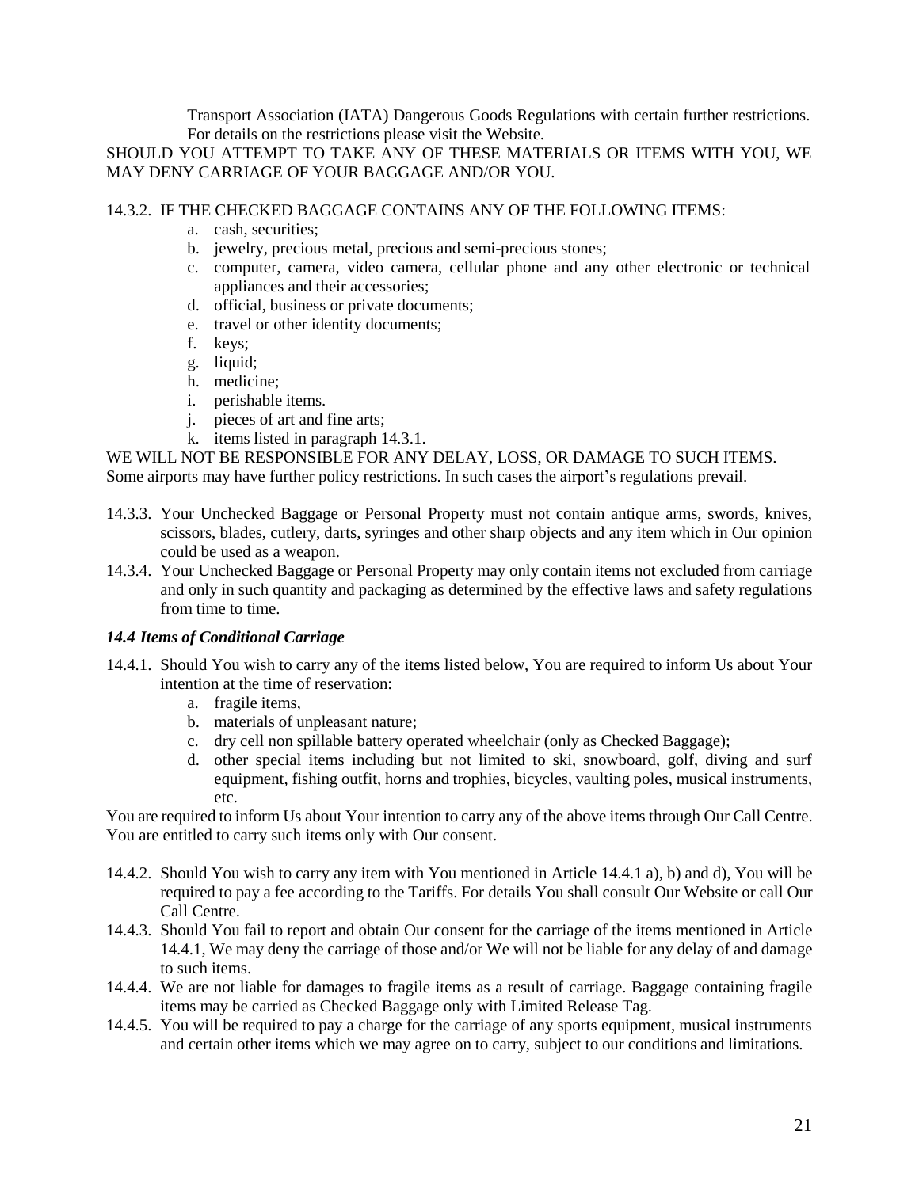Transport Association (IATA) Dangerous Goods Regulations with certain further restrictions. For details on the restrictions please visit the Website.

SHOULD YOU ATTEMPT TO TAKE ANY OF THESE MATERIALS OR ITEMS WITH YOU, WE MAY DENY CARRIAGE OF YOUR BAGGAGE AND/OR YOU.

14.3.2. IF THE CHECKED BAGGAGE CONTAINS ANY OF THE FOLLOWING ITEMS:

a. cash, securities;
b. jewelry, precious metal, precious and semi-precious stones;
c. computer, camera, video camera, cellular phone and any other electronic or technical appliances and their accessories;
d. official, business or private documents;
e. travel or other identity documents;
f. keys;
g. liquid;
h. medicine;
i. perishable items.
j. pieces of art and fine arts;
k. items listed in paragraph 14.3.1.

WE WILL NOT BE RESPONSIBLE FOR ANY DELAY, LOSS, OR DAMAGE TO SUCH ITEMS.
Some airports may have further policy restrictions. In such cases the airport's regulations prevail.

14.3.3. Your Unchecked Baggage or Personal Property must not contain antique arms, swords, knives, scissors, blades, cutlery, darts, syringes and other sharp objects and any item which in Our opinion could be used as a weapon.

14.3.4. Your Unchecked Baggage or Personal Property may only contain items not excluded from carriage and only in such quantity and packaging as determined by the effective laws and safety regulations from time to time.

### *14.4 Items of Conditional Carriage*

14.4.1. Should You wish to carry any of the items listed below, You are required to inform Us about Your intention at the time of reservation:

a. fragile items,
b. materials of unpleasant nature;
c. dry cell non spillable battery operated wheelchair (only as Checked Baggage);
d. other special items including but not limited to ski, snowboard, golf, diving and surf equipment, fishing outfit, horns and trophies, bicycles, vaulting poles, musical instruments, etc.

You are required to inform Us about Your intention to carry any of the above items through Our Call Centre. You are entitled to carry such items only with Our consent.

14.4.2. Should You wish to carry any item with You mentioned in Article 14.4.1 a), b) and d), You will be required to pay a fee according to the Tariffs. For details You shall consult Our Website or call Our Call Centre.

14.4.3. Should You fail to report and obtain Our consent for the carriage of the items mentioned in Article 14.4.1, We may deny the carriage of those and/or We will not be liable for any delay of and damage to such items.

14.4.4. We are not liable for damages to fragile items as a result of carriage. Baggage containing fragile items may be carried as Checked Baggage only with Limited Release Tag.

14.4.5. You will be required to pay a charge for the carriage of any sports equipment, musical instruments and certain other items which we may agree on to carry, subject to our conditions and limitations.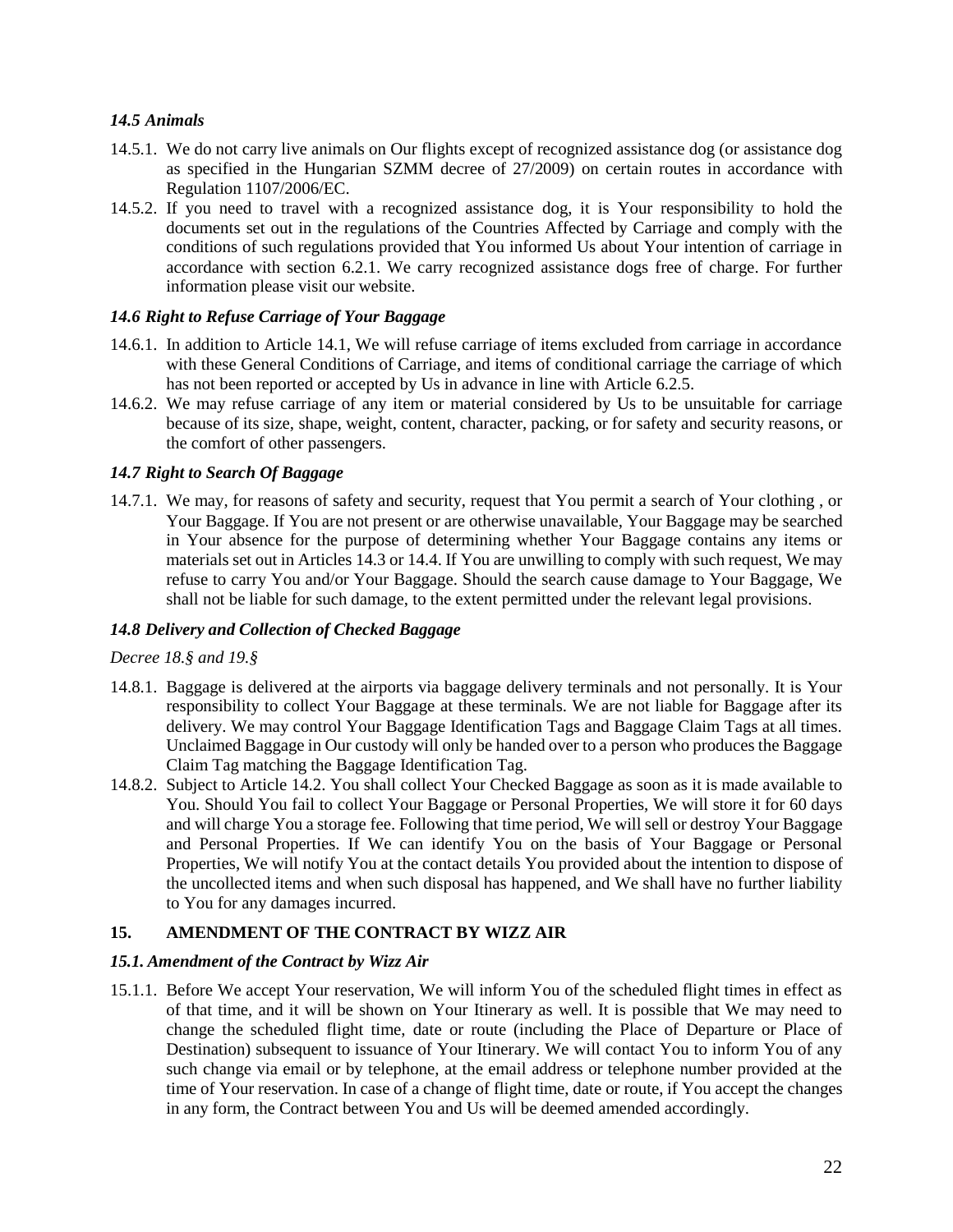### *14.5 Animals*

14.5.1. We do not carry live animals on Our flights except of recognized assistance dog (or assistance dog as specified in the Hungarian SZMM decree of 27/2009) on certain routes in accordance with Regulation 1107/2006/EC.

14.5.2. If you need to travel with a recognized assistance dog, it is Your responsibility to hold the documents set out in the regulations of the Countries Affected by Carriage and comply with the conditions of such regulations provided that You informed Us about Your intention of carriage in accordance with section 6.2.1. We carry recognized assistance dogs free of charge. For further information please visit our website.

### *14.6 Right to Refuse Carriage of Your Baggage*

14.6.1. In addition to Article 14.1, We will refuse carriage of items excluded from carriage in accordance with these General Conditions of Carriage, and items of conditional carriage the carriage of which has not been reported or accepted by Us in advance in line with Article 6.2.5.

14.6.2. We may refuse carriage of any item or material considered by Us to be unsuitable for carriage because of its size, shape, weight, content, character, packing, or for safety and security reasons, or the comfort of other passengers.

### *14.7 Right to Search Of Baggage*

14.7.1. We may, for reasons of safety and security, request that You permit a search of Your clothing , or Your Baggage. If You are not present or are otherwise unavailable, Your Baggage may be searched in Your absence for the purpose of determining whether Your Baggage contains any items or materials set out in Articles 14.3 or 14.4. If You are unwilling to comply with such request, We may refuse to carry You and/or Your Baggage. Should the search cause damage to Your Baggage, We shall not be liable for such damage, to the extent permitted under the relevant legal provisions.

### *14.8 Delivery and Collection of Checked Baggage*

*Decree 18.§ and 19.§*

14.8.1. Baggage is delivered at the airports via baggage delivery terminals and not personally. It is Your responsibility to collect Your Baggage at these terminals. We are not liable for Baggage after its delivery. We may control Your Baggage Identification Tags and Baggage Claim Tags at all times. Unclaimed Baggage in Our custody will only be handed over to a person who produces the Baggage Claim Tag matching the Baggage Identification Tag.

14.8.2. Subject to Article 14.2. You shall collect Your Checked Baggage as soon as it is made available to You. Should You fail to collect Your Baggage or Personal Properties, We will store it for 60 days and will charge You a storage fee. Following that time period, We will sell or destroy Your Baggage and Personal Properties. If We can identify You on the basis of Your Baggage or Personal Properties, We will notify You at the contact details You provided about the intention to dispose of the uncollected items and when such disposal has happened, and We shall have no further liability to You for any damages incurred.

## 15. AMENDMENT OF THE CONTRACT BY WIZZ AIR

### *15.1. Amendment of the Contract by Wizz Air*

15.1.1. Before We accept Your reservation, We will inform You of the scheduled flight times in effect as of that time, and it will be shown on Your Itinerary as well. It is possible that We may need to change the scheduled flight time, date or route (including the Place of Departure or Place of Destination) subsequent to issuance of Your Itinerary. We will contact You to inform You of any such change via email or by telephone, at the email address or telephone number provided at the time of Your reservation. In case of a change of flight time, date or route, if You accept the changes in any form, the Contract between You and Us will be deemed amended accordingly.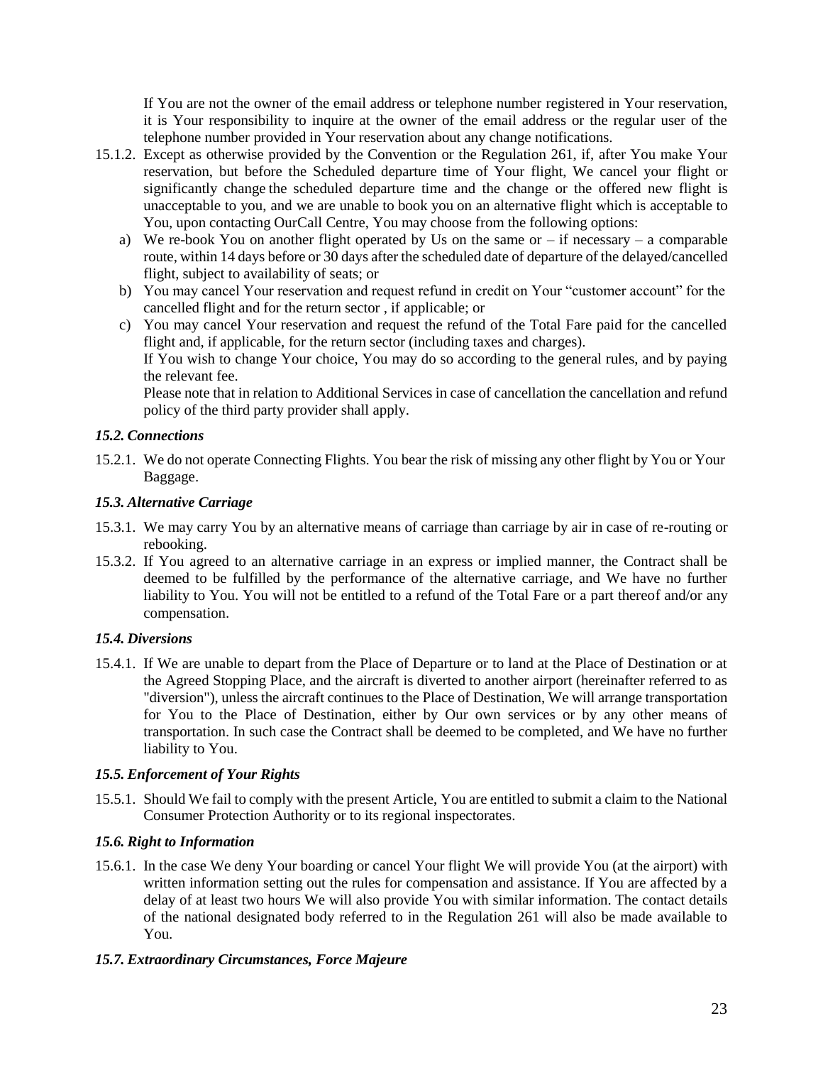If You are not the owner of the email address or telephone number registered in Your reservation, it is Your responsibility to inquire at the owner of the email address or the regular user of the telephone number provided in Your reservation about any change notifications.

15.1.2. Except as otherwise provided by the Convention or the Regulation 261, if, after You make Your reservation, but before the Scheduled departure time of Your flight, We cancel your flight or significantly change the scheduled departure time and the change or the offered new flight is unacceptable to you, and we are unable to book you on an alternative flight which is acceptable to You, upon contacting OurCall Centre, You may choose from the following options:

a) We re-book You on another flight operated by Us on the same or – if necessary – a comparable route, within 14 days before or 30 days after the scheduled date of departure of the delayed/cancelled flight, subject to availability of seats; or

b) You may cancel Your reservation and request refund in credit on Your "customer account" for the cancelled flight and for the return sector , if applicable; or

c) You may cancel Your reservation and request the refund of the Total Fare paid for the cancelled flight and, if applicable, for the return sector (including taxes and charges).

If You wish to change Your choice, You may do so according to the general rules, and by paying the relevant fee.

Please note that in relation to Additional Services in case of cancellation the cancellation and refund policy of the third party provider shall apply.

### *15.2. Connections*

15.2.1. We do not operate Connecting Flights. You bear the risk of missing any other flight by You or Your Baggage.

### *15.3. Alternative Carriage*

15.3.1. We may carry You by an alternative means of carriage than carriage by air in case of re-routing or rebooking.

15.3.2. If You agreed to an alternative carriage in an express or implied manner, the Contract shall be deemed to be fulfilled by the performance of the alternative carriage, and We have no further liability to You. You will not be entitled to a refund of the Total Fare or a part thereof and/or any compensation.

### *15.4. Diversions*

15.4.1. If We are unable to depart from the Place of Departure or to land at the Place of Destination or at the Agreed Stopping Place, and the aircraft is diverted to another airport (hereinafter referred to as "diversion"), unless the aircraft continues to the Place of Destination, We will arrange transportation for You to the Place of Destination, either by Our own services or by any other means of transportation. In such case the Contract shall be deemed to be completed, and We have no further liability to You.

### *15.5. Enforcement of Your Rights*

15.5.1. Should We fail to comply with the present Article, You are entitled to submit a claim to the National Consumer Protection Authority or to its regional inspectorates.

### *15.6. Right to Information*

15.6.1. In the case We deny Your boarding or cancel Your flight We will provide You (at the airport) with written information setting out the rules for compensation and assistance. If You are affected by a delay of at least two hours We will also provide You with similar information. The contact details of the national designated body referred to in the Regulation 261 will also be made available to You.

### *15.7. Extraordinary Circumstances, Force Majeure*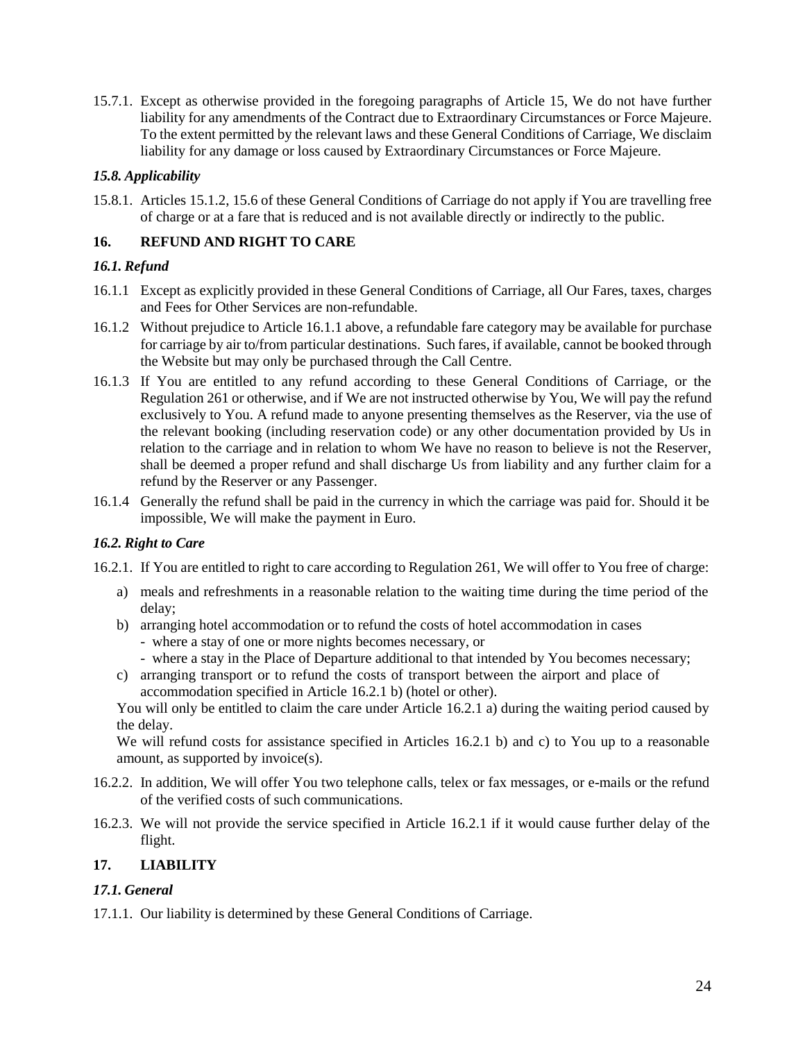15.7.1. Except as otherwise provided in the foregoing paragraphs of Article 15, We do not have further liability for any amendments of the Contract due to Extraordinary Circumstances or Force Majeure. To the extent permitted by the relevant laws and these General Conditions of Carriage, We disclaim liability for any damage or loss caused by Extraordinary Circumstances or Force Majeure.

### *15.8. Applicability*

15.8.1. Articles 15.1.2, 15.6 of these General Conditions of Carriage do not apply if You are travelling free of charge or at a fare that is reduced and is not available directly or indirectly to the public.

## 16. REFUND AND RIGHT TO CARE

### *16.1. Refund*

16.1.1 Except as explicitly provided in these General Conditions of Carriage, all Our Fares, taxes, charges and Fees for Other Services are non-refundable.

16.1.2 Without prejudice to Article 16.1.1 above, a refundable fare category may be available for purchase for carriage by air to/from particular destinations. Such fares, if available, cannot be booked through the Website but may only be purchased through the Call Centre.

16.1.3 If You are entitled to any refund according to these General Conditions of Carriage, or the Regulation 261 or otherwise, and if We are not instructed otherwise by You, We will pay the refund exclusively to You. A refund made to anyone presenting themselves as the Reserver, via the use of the relevant booking (including reservation code) or any other documentation provided by Us in relation to the carriage and in relation to whom We have no reason to believe is not the Reserver, shall be deemed a proper refund and shall discharge Us from liability and any further claim for a refund by the Reserver or any Passenger.

16.1.4 Generally the refund shall be paid in the currency in which the carriage was paid for. Should it be impossible, We will make the payment in Euro.

### *16.2. Right to Care*

16.2.1. If You are entitled to right to care according to Regulation 261, We will offer to You free of charge:

a) meals and refreshments in a reasonable relation to the waiting time during the time period of the delay;
b) arranging hotel accommodation or to refund the costs of hotel accommodation in cases
   - where a stay of one or more nights becomes necessary, or
   - where a stay in the Place of Departure additional to that intended by You becomes necessary;
c) arranging transport or to refund the costs of transport between the airport and place of accommodation specified in Article 16.2.1 b) (hotel or other).

You will only be entitled to claim the care under Article 16.2.1 a) during the waiting period caused by the delay.

We will refund costs for assistance specified in Articles 16.2.1 b) and c) to You up to a reasonable amount, as supported by invoice(s).

16.2.2. In addition, We will offer You two telephone calls, telex or fax messages, or e-mails or the refund of the verified costs of such communications.

16.2.3. We will not provide the service specified in Article 16.2.1 if it would cause further delay of the flight.

## 17. LIABILITY

### *17.1. General*

17.1.1. Our liability is determined by these General Conditions of Carriage.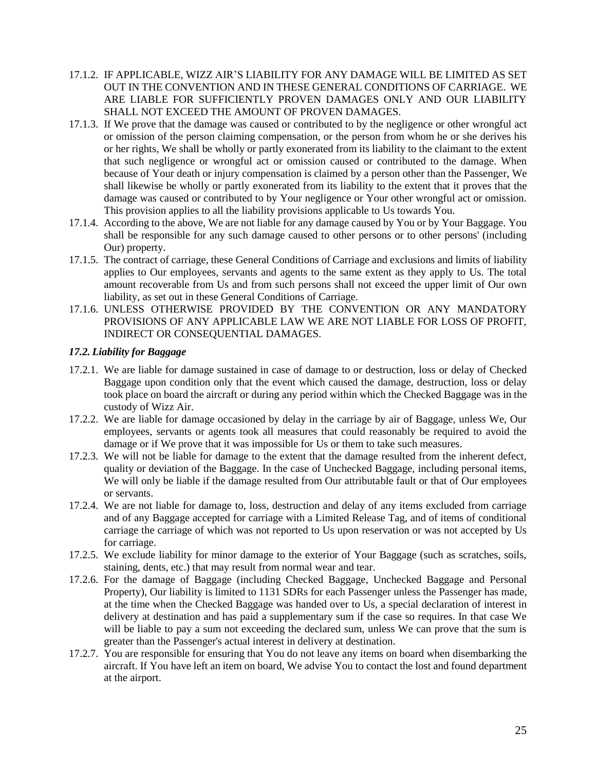17.1.2. IF APPLICABLE, WIZZ AIR'S LIABILITY FOR ANY DAMAGE WILL BE LIMITED AS SET OUT IN THE CONVENTION AND IN THESE GENERAL CONDITIONS OF CARRIAGE. WE ARE LIABLE FOR SUFFICIENTLY PROVEN DAMAGES ONLY AND OUR LIABILITY SHALL NOT EXCEED THE AMOUNT OF PROVEN DAMAGES.

17.1.3. If We prove that the damage was caused or contributed to by the negligence or other wrongful act or omission of the person claiming compensation, or the person from whom he or she derives his or her rights, We shall be wholly or partly exonerated from its liability to the claimant to the extent that such negligence or wrongful act or omission caused or contributed to the damage. When because of Your death or injury compensation is claimed by a person other than the Passenger, We shall likewise be wholly or partly exonerated from its liability to the extent that it proves that the damage was caused or contributed to by Your negligence or Your other wrongful act or omission. This provision applies to all the liability provisions applicable to Us towards You.

17.1.4. According to the above, We are not liable for any damage caused by You or by Your Baggage. You shall be responsible for any such damage caused to other persons or to other persons' (including Our) property.

17.1.5. The contract of carriage, these General Conditions of Carriage and exclusions and limits of liability applies to Our employees, servants and agents to the same extent as they apply to Us. The total amount recoverable from Us and from such persons shall not exceed the upper limit of Our own liability, as set out in these General Conditions of Carriage.

17.1.6. UNLESS OTHERWISE PROVIDED BY THE CONVENTION OR ANY MANDATORY PROVISIONS OF ANY APPLICABLE LAW WE ARE NOT LIABLE FOR LOSS OF PROFIT, INDIRECT OR CONSEQUENTIAL DAMAGES.

### *17.2. Liability for Baggage*

17.2.1. We are liable for damage sustained in case of damage to or destruction, loss or delay of Checked Baggage upon condition only that the event which caused the damage, destruction, loss or delay took place on board the aircraft or during any period within which the Checked Baggage was in the custody of Wizz Air.

17.2.2. We are liable for damage occasioned by delay in the carriage by air of Baggage, unless We, Our employees, servants or agents took all measures that could reasonably be required to avoid the damage or if We prove that it was impossible for Us or them to take such measures.

17.2.3. We will not be liable for damage to the extent that the damage resulted from the inherent defect, quality or deviation of the Baggage. In the case of Unchecked Baggage, including personal items, We will only be liable if the damage resulted from Our attributable fault or that of Our employees or servants.

17.2.4. We are not liable for damage to, loss, destruction and delay of any items excluded from carriage and of any Baggage accepted for carriage with a Limited Release Tag, and of items of conditional carriage the carriage of which was not reported to Us upon reservation or was not accepted by Us for carriage.

17.2.5. We exclude liability for minor damage to the exterior of Your Baggage (such as scratches, soils, staining, dents, etc.) that may result from normal wear and tear.

17.2.6. For the damage of Baggage (including Checked Baggage, Unchecked Baggage and Personal Property), Our liability is limited to 1131 SDRs for each Passenger unless the Passenger has made, at the time when the Checked Baggage was handed over to Us, a special declaration of interest in delivery at destination and has paid a supplementary sum if the case so requires. In that case We will be liable to pay a sum not exceeding the declared sum, unless We can prove that the sum is greater than the Passenger's actual interest in delivery at destination.

17.2.7. You are responsible for ensuring that You do not leave any items on board when disembarking the aircraft. If You have left an item on board, We advise You to contact the lost and found department at the airport.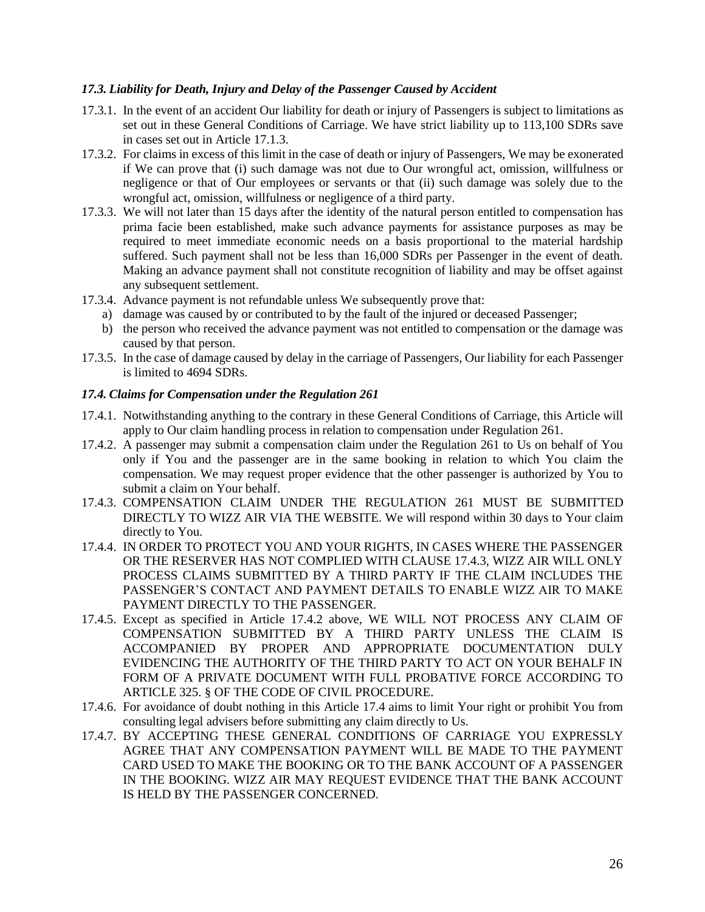### *17.3. Liability for Death, Injury and Delay of the Passenger Caused by Accident*

17.3.1. In the event of an accident Our liability for death or injury of Passengers is subject to limitations as set out in these General Conditions of Carriage. We have strict liability up to 113,100 SDRs save in cases set out in Article 17.1.3.

17.3.2. For claims in excess of this limit in the case of death or injury of Passengers, We may be exonerated if We can prove that (i) such damage was not due to Our wrongful act, omission, willfulness or negligence or that of Our employees or servants or that (ii) such damage was solely due to the wrongful act, omission, willfulness or negligence of a third party.

17.3.3. We will not later than 15 days after the identity of the natural person entitled to compensation has prima facie been established, make such advance payments for assistance purposes as may be required to meet immediate economic needs on a basis proportional to the material hardship suffered. Such payment shall not be less than 16,000 SDRs per Passenger in the event of death. Making an advance payment shall not constitute recognition of liability and may be offset against any subsequent settlement.

17.3.4. Advance payment is not refundable unless We subsequently prove that:

a) damage was caused by or contributed to by the fault of the injured or deceased Passenger;
b) the person who received the advance payment was not entitled to compensation or the damage was caused by that person.

17.3.5. In the case of damage caused by delay in the carriage of Passengers, Our liability for each Passenger is limited to 4694 SDRs.

### *17.4. Claims for Compensation under the Regulation 261*

17.4.1. Notwithstanding anything to the contrary in these General Conditions of Carriage, this Article will apply to Our claim handling process in relation to compensation under Regulation 261.

17.4.2. A passenger may submit a compensation claim under the Regulation 261 to Us on behalf of You only if You and the passenger are in the same booking in relation to which You claim the compensation. We may request proper evidence that the other passenger is authorized by You to submit a claim on Your behalf.

17.4.3. COMPENSATION CLAIM UNDER THE REGULATION 261 MUST BE SUBMITTED DIRECTLY TO WIZZ AIR VIA THE WEBSITE. We will respond within 30 days to Your claim directly to You.

17.4.4. IN ORDER TO PROTECT YOU AND YOUR RIGHTS, IN CASES WHERE THE PASSENGER OR THE RESERVER HAS NOT COMPLIED WITH CLAUSE 17.4.3, WIZZ AIR WILL ONLY PROCESS CLAIMS SUBMITTED BY A THIRD PARTY IF THE CLAIM INCLUDES THE PASSENGER'S CONTACT AND PAYMENT DETAILS TO ENABLE WIZZ AIR TO MAKE PAYMENT DIRECTLY TO THE PASSENGER.

17.4.5. Except as specified in Article 17.4.2 above, WE WILL NOT PROCESS ANY CLAIM OF COMPENSATION SUBMITTED BY A THIRD PARTY UNLESS THE CLAIM IS ACCOMPANIED BY PROPER AND APPROPRIATE DOCUMENTATION DULY EVIDENCING THE AUTHORITY OF THE THIRD PARTY TO ACT ON YOUR BEHALF IN FORM OF A PRIVATE DOCUMENT WITH FULL PROBATIVE FORCE ACCORDING TO ARTICLE 325. § OF THE CODE OF CIVIL PROCEDURE.

17.4.6. For avoidance of doubt nothing in this Article 17.4 aims to limit Your right or prohibit You from consulting legal advisers before submitting any claim directly to Us.

17.4.7. BY ACCEPTING THESE GENERAL CONDITIONS OF CARRIAGE YOU EXPRESSLY AGREE THAT ANY COMPENSATION PAYMENT WILL BE MADE TO THE PAYMENT CARD USED TO MAKE THE BOOKING OR TO THE BANK ACCOUNT OF A PASSENGER IN THE BOOKING. WIZZ AIR MAY REQUEST EVIDENCE THAT THE BANK ACCOUNT IS HELD BY THE PASSENGER CONCERNED.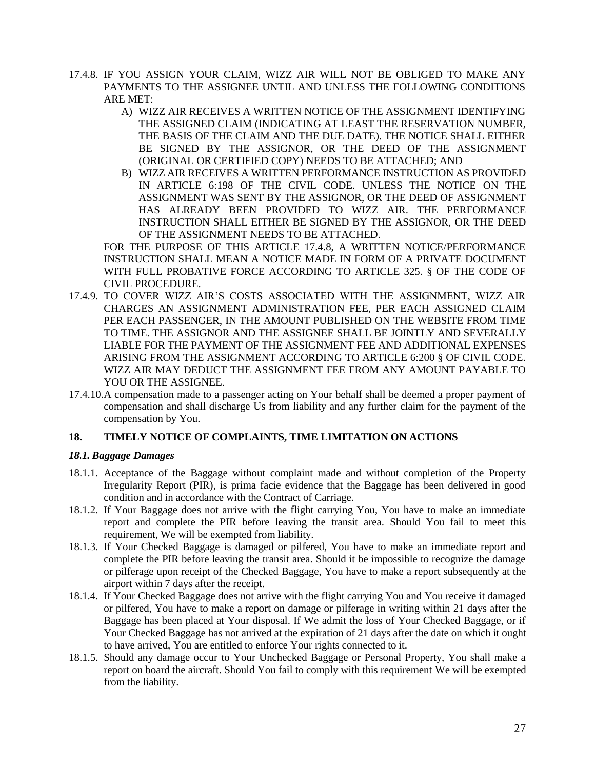17.4.8. IF YOU ASSIGN YOUR CLAIM, WIZZ AIR WILL NOT BE OBLIGED TO MAKE ANY PAYMENTS TO THE ASSIGNEE UNTIL AND UNLESS THE FOLLOWING CONDITIONS ARE MET:

A) WIZZ AIR RECEIVES A WRITTEN NOTICE OF THE ASSIGNMENT IDENTIFYING THE ASSIGNED CLAIM (INDICATING AT LEAST THE RESERVATION NUMBER, THE BASIS OF THE CLAIM AND THE DUE DATE). THE NOTICE SHALL EITHER BE SIGNED BY THE ASSIGNOR, OR THE DEED OF THE ASSIGNMENT (ORIGINAL OR CERTIFIED COPY) NEEDS TO BE ATTACHED; AND

B) WIZZ AIR RECEIVES A WRITTEN PERFORMANCE INSTRUCTION AS PROVIDED IN ARTICLE 6:198 OF THE CIVIL CODE. UNLESS THE NOTICE ON THE ASSIGNMENT WAS SENT BY THE ASSIGNOR, OR THE DEED OF ASSIGNMENT HAS ALREADY BEEN PROVIDED TO WIZZ AIR. THE PERFORMANCE INSTRUCTION SHALL EITHER BE SIGNED BY THE ASSIGNOR, OR THE DEED OF THE ASSIGNMENT NEEDS TO BE ATTACHED.

FOR THE PURPOSE OF THIS ARTICLE 17.4.8, A WRITTEN NOTICE/PERFORMANCE INSTRUCTION SHALL MEAN A NOTICE MADE IN FORM OF A PRIVATE DOCUMENT WITH FULL PROBATIVE FORCE ACCORDING TO ARTICLE 325. § OF THE CODE OF CIVIL PROCEDURE.

17.4.9. TO COVER WIZZ AIR'S COSTS ASSOCIATED WITH THE ASSIGNMENT, WIZZ AIR CHARGES AN ASSIGNMENT ADMINISTRATION FEE, PER EACH ASSIGNED CLAIM PER EACH PASSENGER, IN THE AMOUNT PUBLISHED ON THE WEBSITE FROM TIME TO TIME. THE ASSIGNOR AND THE ASSIGNEE SHALL BE JOINTLY AND SEVERALLY LIABLE FOR THE PAYMENT OF THE ASSIGNMENT FEE AND ADDITIONAL EXPENSES ARISING FROM THE ASSIGNMENT ACCORDING TO ARTICLE 6:200 § OF CIVIL CODE. WIZZ AIR MAY DEDUCT THE ASSIGNMENT FEE FROM ANY AMOUNT PAYABLE TO YOU OR THE ASSIGNEE.

17.4.10. A compensation made to a passenger acting on Your behalf shall be deemed a proper payment of compensation and shall discharge Us from liability and any further claim for the payment of the compensation by You.

## 18. TIMELY NOTICE OF COMPLAINTS, TIME LIMITATION ON ACTIONS

### *18.1. Baggage Damages*

18.1.1. Acceptance of the Baggage without complaint made and without completion of the Property Irregularity Report (PIR), is prima facie evidence that the Baggage has been delivered in good condition and in accordance with the Contract of Carriage.

18.1.2. If Your Baggage does not arrive with the flight carrying You, You have to make an immediate report and complete the PIR before leaving the transit area. Should You fail to meet this requirement, We will be exempted from liability.

18.1.3. If Your Checked Baggage is damaged or pilfered, You have to make an immediate report and complete the PIR before leaving the transit area. Should it be impossible to recognize the damage or pilferage upon receipt of the Checked Baggage, You have to make a report subsequently at the airport within 7 days after the receipt.

18.1.4. If Your Checked Baggage does not arrive with the flight carrying You and You receive it damaged or pilfered, You have to make a report on damage or pilferage in writing within 21 days after the Baggage has been placed at Your disposal. If We admit the loss of Your Checked Baggage, or if Your Checked Baggage has not arrived at the expiration of 21 days after the date on which it ought to have arrived, You are entitled to enforce Your rights connected to it.

18.1.5. Should any damage occur to Your Unchecked Baggage or Personal Property, You shall make a report on board the aircraft. Should You fail to comply with this requirement We will be exempted from the liability.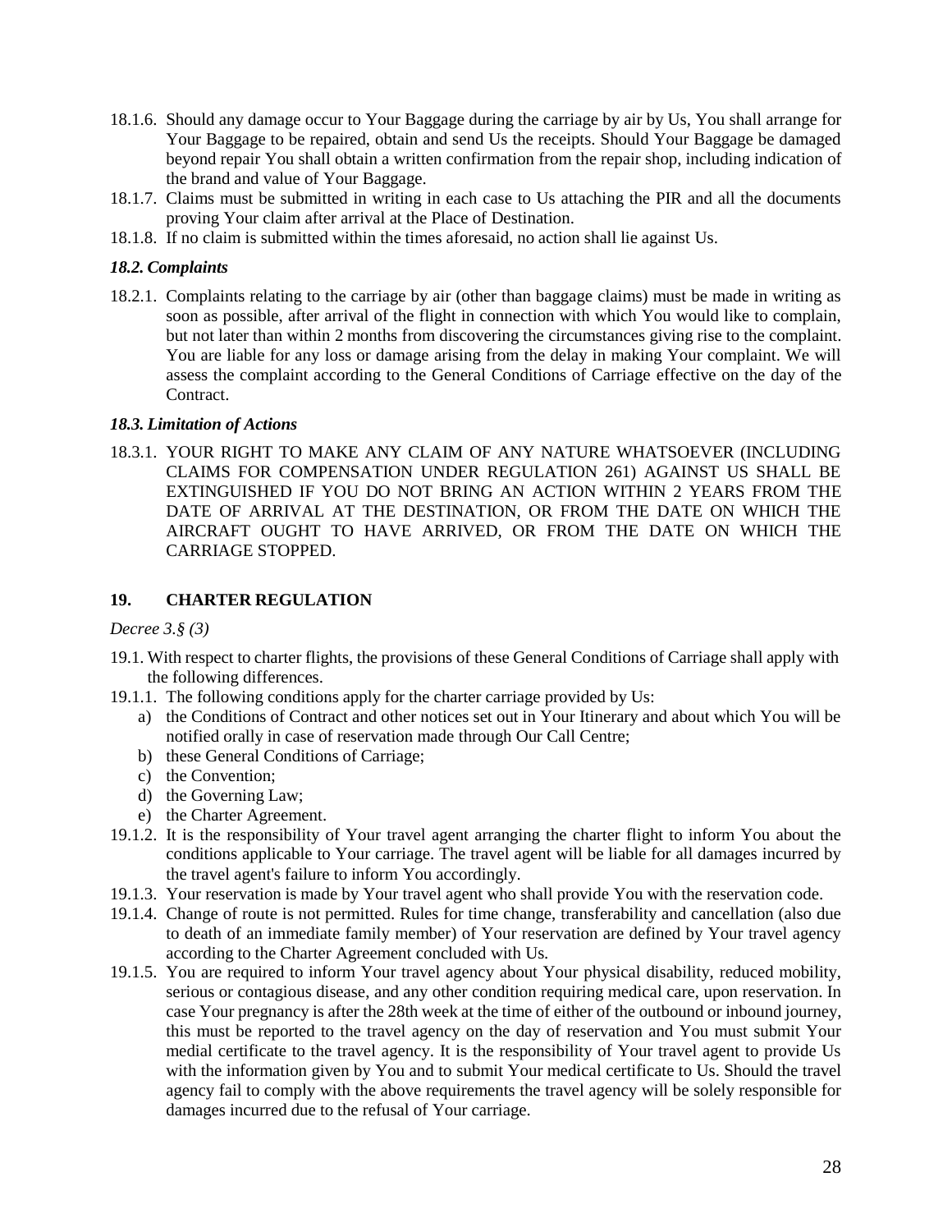18.1.6. Should any damage occur to Your Baggage during the carriage by air by Us, You shall arrange for Your Baggage to be repaired, obtain and send Us the receipts. Should Your Baggage be damaged beyond repair You shall obtain a written confirmation from the repair shop, including indication of the brand and value of Your Baggage.

18.1.7. Claims must be submitted in writing in each case to Us attaching the PIR and all the documents proving Your claim after arrival at the Place of Destination.

18.1.8. If no claim is submitted within the times aforesaid, no action shall lie against Us.

### *18.2. Complaints*

18.2.1. Complaints relating to the carriage by air (other than baggage claims) must be made in writing as soon as possible, after arrival of the flight in connection with which You would like to complain, but not later than within 2 months from discovering the circumstances giving rise to the complaint. You are liable for any loss or damage arising from the delay in making Your complaint. We will assess the complaint according to the General Conditions of Carriage effective on the day of the Contract.

### *18.3. Limitation of Actions*

18.3.1. YOUR RIGHT TO MAKE ANY CLAIM OF ANY NATURE WHATSOEVER (INCLUDING CLAIMS FOR COMPENSATION UNDER REGULATION 261) AGAINST US SHALL BE EXTINGUISHED IF YOU DO NOT BRING AN ACTION WITHIN 2 YEARS FROM THE DATE OF ARRIVAL AT THE DESTINATION, OR FROM THE DATE ON WHICH THE AIRCRAFT OUGHT TO HAVE ARRIVED, OR FROM THE DATE ON WHICH THE CARRIAGE STOPPED.

## 19. CHARTER REGULATION

*Decree 3.§ (3)*

19.1. With respect to charter flights, the provisions of these General Conditions of Carriage shall apply with the following differences.

19.1.1. The following conditions apply for the charter carriage provided by Us:

a) the Conditions of Contract and other notices set out in Your Itinerary and about which You will be notified orally in case of reservation made through Our Call Centre;

b) these General Conditions of Carriage;

c) the Convention;

d) the Governing Law;

e) the Charter Agreement.

19.1.2. It is the responsibility of Your travel agent arranging the charter flight to inform You about the conditions applicable to Your carriage. The travel agent will be liable for all damages incurred by the travel agent's failure to inform You accordingly.

19.1.3. Your reservation is made by Your travel agent who shall provide You with the reservation code.

19.1.4. Change of route is not permitted. Rules for time change, transferability and cancellation (also due to death of an immediate family member) of Your reservation are defined by Your travel agency according to the Charter Agreement concluded with Us.

19.1.5. You are required to inform Your travel agency about Your physical disability, reduced mobility, serious or contagious disease, and any other condition requiring medical care, upon reservation. In case Your pregnancy is after the 28th week at the time of either of the outbound or inbound journey, this must be reported to the travel agency on the day of reservation and You must submit Your medial certificate to the travel agency. It is the responsibility of Your travel agent to provide Us with the information given by You and to submit Your medical certificate to Us. Should the travel agency fail to comply with the above requirements the travel agency will be solely responsible for damages incurred due to the refusal of Your carriage.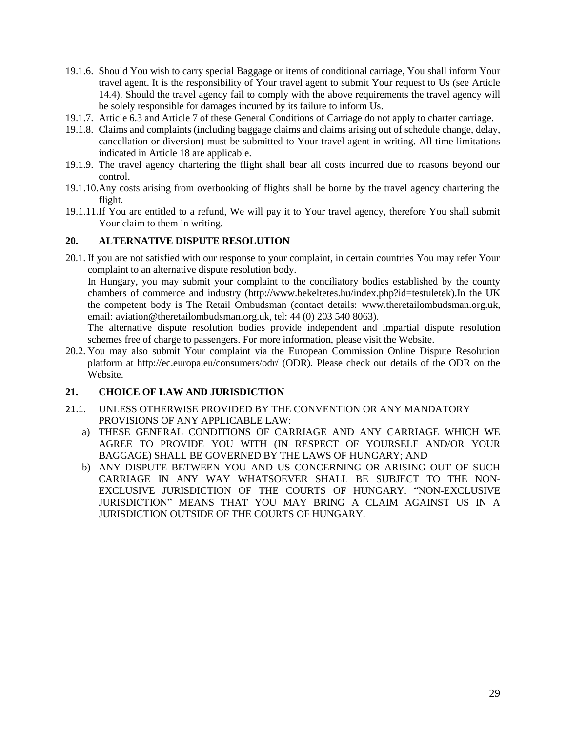19.1.6. Should You wish to carry special Baggage or items of conditional carriage, You shall inform Your travel agent. It is the responsibility of Your travel agent to submit Your request to Us (see Article 14.4). Should the travel agency fail to comply with the above requirements the travel agency will be solely responsible for damages incurred by its failure to inform Us.

19.1.7. Article 6.3 and Article 7 of these General Conditions of Carriage do not apply to charter carriage.

19.1.8. Claims and complaints (including baggage claims and claims arising out of schedule change, delay, cancellation or diversion) must be submitted to Your travel agent in writing. All time limitations indicated in Article 18 are applicable.

19.1.9. The travel agency chartering the flight shall bear all costs incurred due to reasons beyond our control.

19.1.10. Any costs arising from overbooking of flights shall be borne by the travel agency chartering the flight.

19.1.11. If You are entitled to a refund, We will pay it to Your travel agency, therefore You shall submit Your claim to them in writing.

## 20. ALTERNATIVE DISPUTE RESOLUTION

20.1. If you are not satisfied with our response to your complaint, in certain countries You may refer Your complaint to an alternative dispute resolution body.

In Hungary, you may submit your complaint to the conciliatory bodies established by the county chambers of commerce and industry (http://www.bekeltetes.hu/index.php?id=testuletek).In the UK the competent body is The Retail Ombudsman (contact details: www.theretailombudsman.org.uk, email: aviation@theretailombudsman.org.uk, tel: 44 (0) 203 540 8063).

The alternative dispute resolution bodies provide independent and impartial dispute resolution schemes free of charge to passengers. For more information, please visit the Website.

20.2. You may also submit Your complaint via the European Commission Online Dispute Resolution platform at http://ec.europa.eu/consumers/odr/ (ODR). Please check out details of the ODR on the Website.

## 21. CHOICE OF LAW AND JURISDICTION

21.1. UNLESS OTHERWISE PROVIDED BY THE CONVENTION OR ANY MANDATORY PROVISIONS OF ANY APPLICABLE LAW:

a) THESE GENERAL CONDITIONS OF CARRIAGE AND ANY CARRIAGE WHICH WE AGREE TO PROVIDE YOU WITH (IN RESPECT OF YOURSELF AND/OR YOUR BAGGAGE) SHALL BE GOVERNED BY THE LAWS OF HUNGARY; AND

b) ANY DISPUTE BETWEEN YOU AND US CONCERNING OR ARISING OUT OF SUCH CARRIAGE IN ANY WAY WHATSOEVER SHALL BE SUBJECT TO THE NON-EXCLUSIVE JURISDICTION OF THE COURTS OF HUNGARY. "NON-EXCLUSIVE JURISDICTION" MEANS THAT YOU MAY BRING A CLAIM AGAINST US IN A JURISDICTION OUTSIDE OF THE COURTS OF HUNGARY.